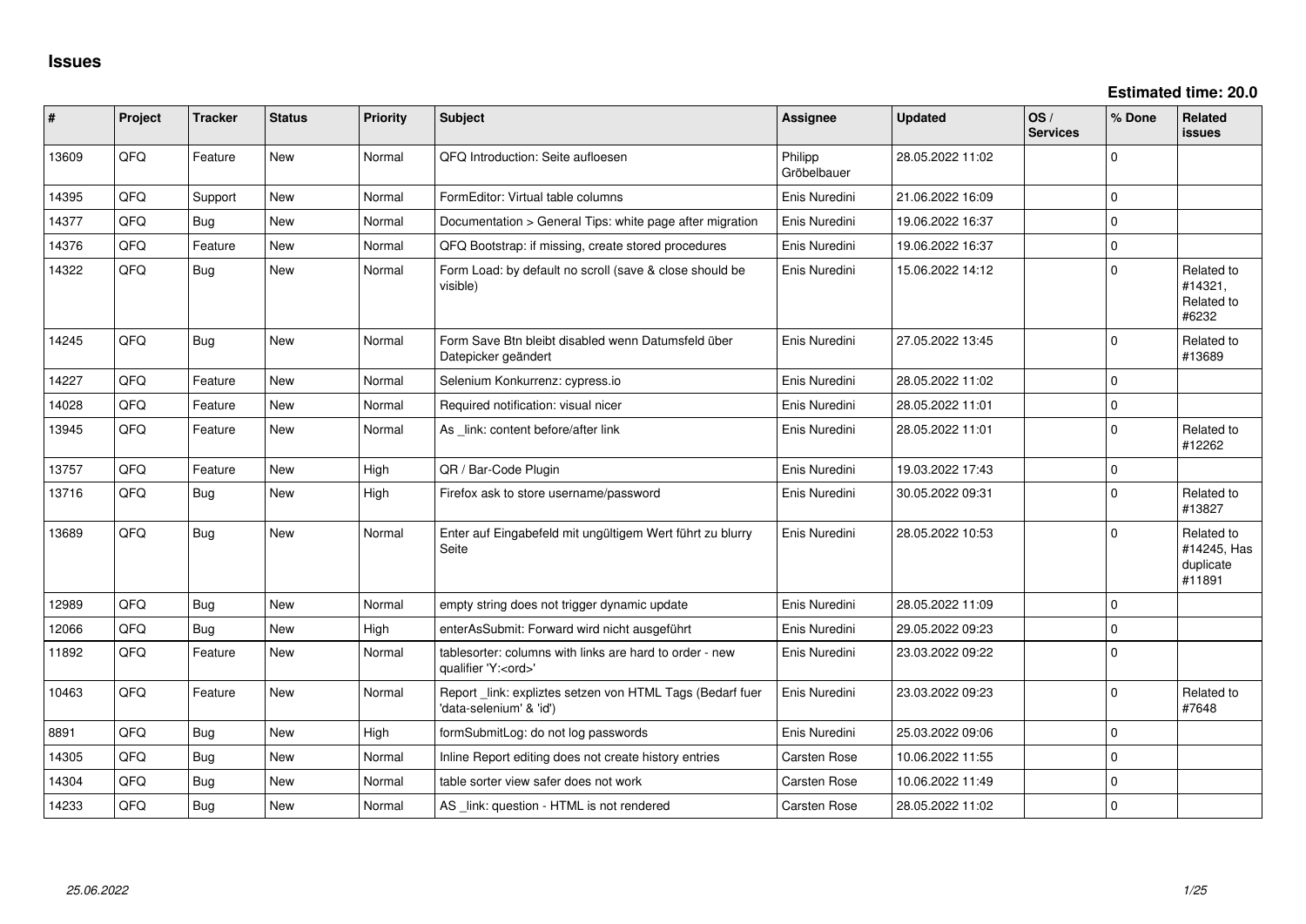# Issues

**Estimated time: 20.0**

| # | Project | Tracker | Status | Priority | Subject | Assignee | Updated | OS / Services | % Done | Related issues |
|---|---|---|---|---|---|---|---|---|---|---|
| 13609 | QFQ | Feature | New | Normal | QFQ Introduction: Seite aufloesen | Philipp Gröbelbauer | 28.05.2022 11:02 | | 0 | |
| 14395 | QFQ | Support | New | Normal | FormEditor: Virtual table columns | Enis Nuredini | 21.06.2022 16:09 | | 0 | |
| 14377 | QFQ | Bug | New | Normal | Documentation > General Tips: white page after migration | Enis Nuredini | 19.06.2022 16:37 | | 0 | |
| 14376 | QFQ | Feature | New | Normal | QFQ Bootstrap: if missing, create stored procedures | Enis Nuredini | 19.06.2022 16:37 | | 0 | |
| 14322 | QFQ | Bug | New | Normal | Form Load: by default no scroll (save & close should be visible) | Enis Nuredini | 15.06.2022 14:12 | | 0 | Related to #14321, Related to #6232 |
| 14245 | QFQ | Bug | New | Normal | Form Save Btn bleibt disabled wenn Datumsfeld über Datepicker geändert | Enis Nuredini | 27.05.2022 13:45 | | 0 | Related to #13689 |
| 14227 | QFQ | Feature | New | Normal | Selenium Konkurrenz: cypress.io | Enis Nuredini | 28.05.2022 11:02 | | 0 | |
| 14028 | QFQ | Feature | New | Normal | Required notification: visual nicer | Enis Nuredini | 28.05.2022 11:01 | | 0 | |
| 13945 | QFQ | Feature | New | Normal | As _link: content before/after link | Enis Nuredini | 28.05.2022 11:01 | | 0 | Related to #12262 |
| 13757 | QFQ | Feature | New | High | QR / Bar-Code Plugin | Enis Nuredini | 19.03.2022 17:43 | | 0 | |
| 13716 | QFQ | Bug | New | High | Firefox ask to store username/password | Enis Nuredini | 30.05.2022 09:31 | | 0 | Related to #13827 |
| 13689 | QFQ | Bug | New | Normal | Enter auf Eingabefeld mit ungültigem Wert führt zu blurry Seite | Enis Nuredini | 28.05.2022 10:53 | | 0 | Related to #14245, Has duplicate #11891 |
| 12989 | QFQ | Bug | New | Normal | empty string does not trigger dynamic update | Enis Nuredini | 28.05.2022 11:09 | | 0 | |
| 12066 | QFQ | Bug | New | High | enterAsSubmit: Forward wird nicht ausgeführt | Enis Nuredini | 29.05.2022 09:23 | | 0 | |
| 11892 | QFQ | Feature | New | Normal | tablesorter: columns with links are hard to order - new qualifier 'Y:<ord>' | Enis Nuredini | 23.03.2022 09:22 | | 0 | |
| 10463 | QFQ | Feature | New | Normal | Report _link: expliztes setzen von HTML Tags (Bedarf fuer 'data-selenium' & 'id') | Enis Nuredini | 23.03.2022 09:23 | | 0 | Related to #7648 |
| 8891 | QFQ | Bug | New | High | formSubmitLog: do not log passwords | Enis Nuredini | 25.03.2022 09:06 | | 0 | |
| 14305 | QFQ | Bug | New | Normal | Inline Report editing does not create history entries | Carsten Rose | 10.06.2022 11:55 | | 0 | |
| 14304 | QFQ | Bug | New | Normal | table sorter view safer does not work | Carsten Rose | 10.06.2022 11:49 | | 0 | |
| 14233 | QFQ | Bug | New | Normal | AS _link: question - HTML is not rendered | Carsten Rose | 28.05.2022 11:02 | | 0 | |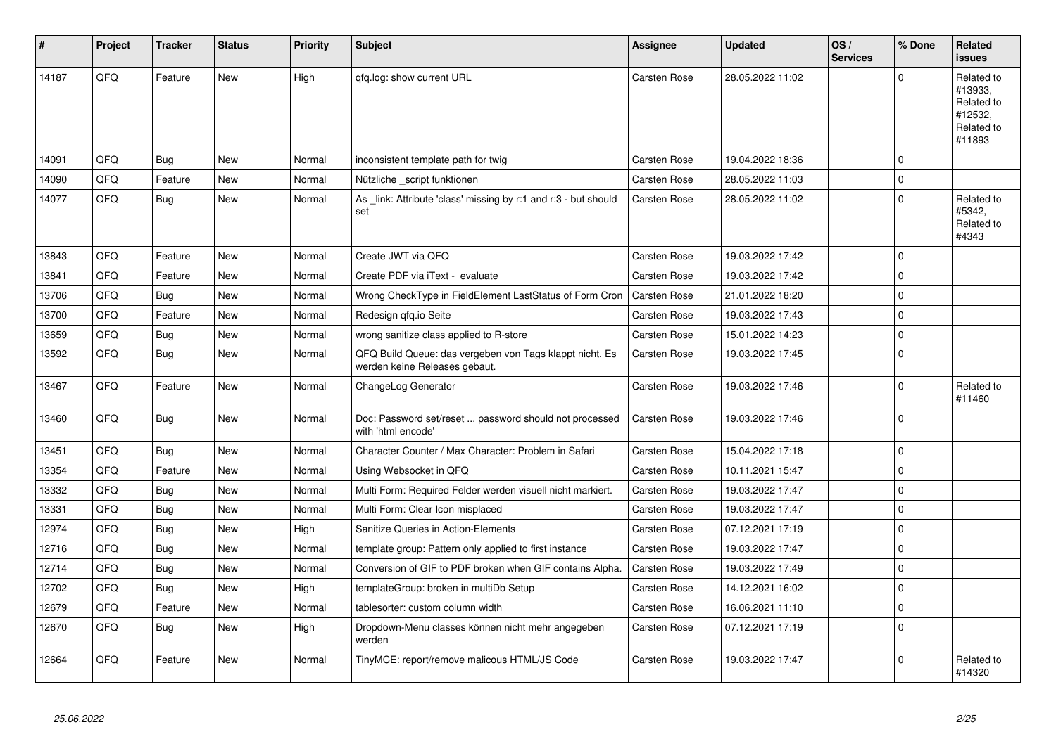| # | Project | Tracker | Status | Priority | Subject | Assignee | Updated | OS / Services | % Done | Related issues |
|---|---|---|---|---|---|---|---|---|---|---|
| 14187 | QFQ | Feature | New | High | qfq.log: show current URL | Carsten Rose | 28.05.2022 11:02 | | 0 | Related to #13933, Related to #12532, Related to #11893 |
| 14091 | QFQ | Bug | New | Normal | inconsistent template path for twig | Carsten Rose | 19.04.2022 18:36 | | 0 | |
| 14090 | QFQ | Feature | New | Normal | Nützliche _script funktionen | Carsten Rose | 28.05.2022 11:03 | | 0 | |
| 14077 | QFQ | Bug | New | Normal | As _link: Attribute 'class' missing by r:1 and r:3 - but should set | Carsten Rose | 28.05.2022 11:02 | | 0 | Related to #5342, Related to #4343 |
| 13843 | QFQ | Feature | New | Normal | Create JWT via QFQ | Carsten Rose | 19.03.2022 17:42 | | 0 | |
| 13841 | QFQ | Feature | New | Normal | Create PDF via iText - evaluate | Carsten Rose | 19.03.2022 17:42 | | 0 | |
| 13706 | QFQ | Bug | New | Normal | Wrong CheckType in FieldElement LastStatus of Form Cron | Carsten Rose | 21.01.2022 18:20 | | 0 | |
| 13700 | QFQ | Feature | New | Normal | Redesign qfq.io Seite | Carsten Rose | 19.03.2022 17:43 | | 0 | |
| 13659 | QFQ | Bug | New | Normal | wrong sanitize class applied to R-store | Carsten Rose | 15.01.2022 14:23 | | 0 | |
| 13592 | QFQ | Bug | New | Normal | QFQ Build Queue: das vergeben von Tags klappt nicht. Es werden keine Releases gebaut. | Carsten Rose | 19.03.2022 17:45 | | 0 | |
| 13467 | QFQ | Feature | New | Normal | ChangeLog Generator | Carsten Rose | 19.03.2022 17:46 | | 0 | Related to #11460 |
| 13460 | QFQ | Bug | New | Normal | Doc: Password set/reset ... password should not processed with 'html encode' | Carsten Rose | 19.03.2022 17:46 | | 0 | |
| 13451 | QFQ | Bug | New | Normal | Character Counter / Max Character: Problem in Safari | Carsten Rose | 15.04.2022 17:18 | | 0 | |
| 13354 | QFQ | Feature | New | Normal | Using Websocket in QFQ | Carsten Rose | 10.11.2021 15:47 | | 0 | |
| 13332 | QFQ | Bug | New | Normal | Multi Form: Required Felder werden visuell nicht markiert. | Carsten Rose | 19.03.2022 17:47 | | 0 | |
| 13331 | QFQ | Bug | New | Normal | Multi Form: Clear Icon misplaced | Carsten Rose | 19.03.2022 17:47 | | 0 | |
| 12974 | QFQ | Bug | New | High | Sanitize Queries in Action-Elements | Carsten Rose | 07.12.2021 17:19 | | 0 | |
| 12716 | QFQ | Bug | New | Normal | template group: Pattern only applied to first instance | Carsten Rose | 19.03.2022 17:47 | | 0 | |
| 12714 | QFQ | Bug | New | Normal | Conversion of GIF to PDF broken when GIF contains Alpha. | Carsten Rose | 19.03.2022 17:49 | | 0 | |
| 12702 | QFQ | Bug | New | High | templateGroup: broken in multiDb Setup | Carsten Rose | 14.12.2021 16:02 | | 0 | |
| 12679 | QFQ | Feature | New | Normal | tablesorter: custom column width | Carsten Rose | 16.06.2021 11:10 | | 0 | |
| 12670 | QFQ | Bug | New | High | Dropdown-Menu classes können nicht mehr angegeben werden | Carsten Rose | 07.12.2021 17:19 | | 0 | |
| 12664 | QFQ | Feature | New | Normal | TinyMCE: report/remove malicous HTML/JS Code | Carsten Rose | 19.03.2022 17:47 | | 0 | Related to #14320 |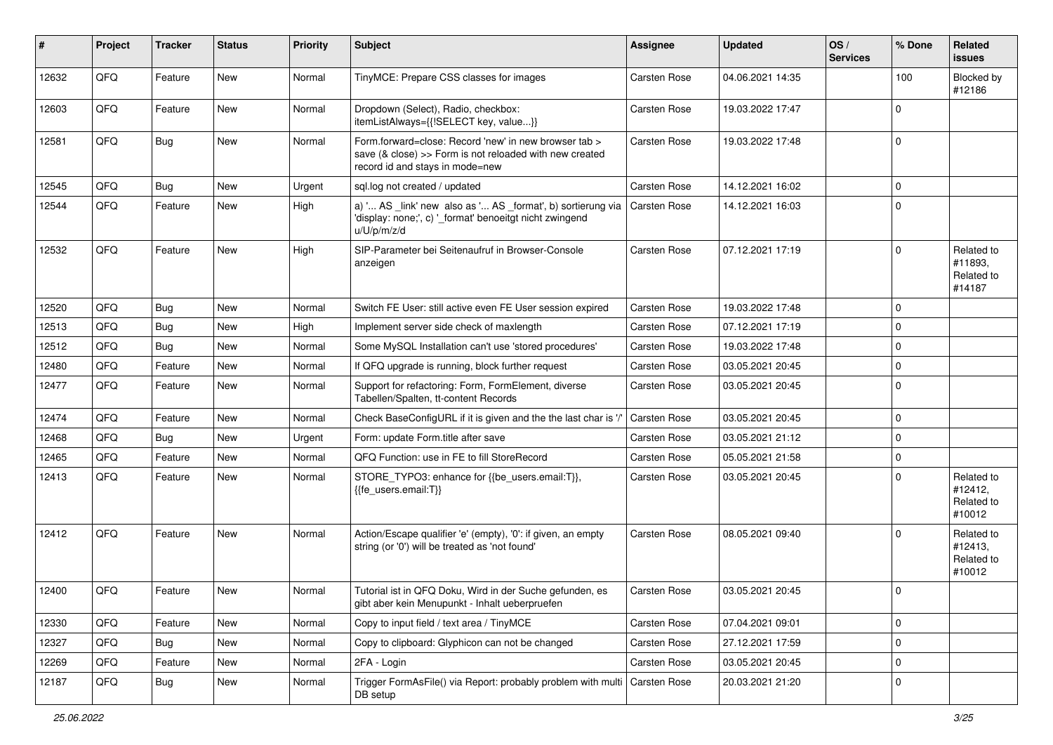| # | Project | Tracker | Status | Priority | Subject | Assignee | Updated | OS / Services | % Done | Related issues |
|---|---|---|---|---|---|---|---|---|---|---|
| 12632 | QFQ | Feature | New | Normal | TinyMCE: Prepare CSS classes for images | Carsten Rose | 04.06.2021 14:35 | | 100 | Blocked by #12186 |
| 12603 | QFQ | Feature | New | Normal | Dropdown (Select), Radio, checkbox: itemListAlways={{!SELECT key, value...}} | Carsten Rose | 19.03.2022 17:47 | | 0 | |
| 12581 | QFQ | Bug | New | Normal | Form.forward=close: Record 'new' in new browser tab > save (& close) >> Form is not reloaded with new created record id and stays in mode=new | Carsten Rose | 19.03.2022 17:48 | | 0 | |
| 12545 | QFQ | Bug | New | Urgent | sql.log not created / updated | Carsten Rose | 14.12.2021 16:02 | | 0 | |
| 12544 | QFQ | Feature | New | High | a) '... AS _link' new also as '... AS _format', b) sortierung via 'display: none;', c) '_format' benoeitgt nicht zwingend u/U/p/m/z/d | Carsten Rose | 14.12.2021 16:03 | | 0 | |
| 12532 | QFQ | Feature | New | High | SIP-Parameter bei Seitenaufruf in Browser-Console anzeigen | Carsten Rose | 07.12.2021 17:19 | | 0 | Related to #11893, Related to #14187 |
| 12520 | QFQ | Bug | New | Normal | Switch FE User: still active even FE User session expired | Carsten Rose | 19.03.2022 17:48 | | 0 | |
| 12513 | QFQ | Bug | New | High | Implement server side check of maxlength | Carsten Rose | 07.12.2021 17:19 | | 0 | |
| 12512 | QFQ | Bug | New | Normal | Some MySQL Installation can't use 'stored procedures' | Carsten Rose | 19.03.2022 17:48 | | 0 | |
| 12480 | QFQ | Feature | New | Normal | If QFQ upgrade is running, block further request | Carsten Rose | 03.05.2021 20:45 | | 0 | |
| 12477 | QFQ | Feature | New | Normal | Support for refactoring: Form, FormElement, diverse Tabellen/Spalten, tt-content Records | Carsten Rose | 03.05.2021 20:45 | | 0 | |
| 12474 | QFQ | Feature | New | Normal | Check BaseConfigURL if it is given and the the last char is '/' | Carsten Rose | 03.05.2021 20:45 | | 0 | |
| 12468 | QFQ | Bug | New | Urgent | Form: update Form.title after save | Carsten Rose | 03.05.2021 21:12 | | 0 | |
| 12465 | QFQ | Feature | New | Normal | QFQ Function: use in FE to fill StoreRecord | Carsten Rose | 05.05.2021 21:58 | | 0 | |
| 12413 | QFQ | Feature | New | Normal | STORE_TYPO3: enhance for {{be_users.email:T}}, {{fe_users.email:T}} | Carsten Rose | 03.05.2021 20:45 | | 0 | Related to #12412, Related to #10012 |
| 12412 | QFQ | Feature | New | Normal | Action/Escape qualifier 'e' (empty), '0': if given, an empty string (or '0') will be treated as 'not found' | Carsten Rose | 08.05.2021 09:40 | | 0 | Related to #12413, Related to #10012 |
| 12400 | QFQ | Feature | New | Normal | Tutorial ist in QFQ Doku, Wird in der Suche gefunden, es gibt aber kein Menupunkt - Inhalt ueberpruefen | Carsten Rose | 03.05.2021 20:45 | | 0 | |
| 12330 | QFQ | Feature | New | Normal | Copy to input field / text area / TinyMCE | Carsten Rose | 07.04.2021 09:01 | | 0 | |
| 12327 | QFQ | Bug | New | Normal | Copy to clipboard: Glyphicon can not be changed | Carsten Rose | 27.12.2021 17:59 | | 0 | |
| 12269 | QFQ | Feature | New | Normal | 2FA - Login | Carsten Rose | 03.05.2021 20:45 | | 0 | |
| 12187 | QFQ | Bug | New | Normal | Trigger FormAsFile() via Report: probably problem with multi DB setup | Carsten Rose | 20.03.2021 21:20 | | 0 | |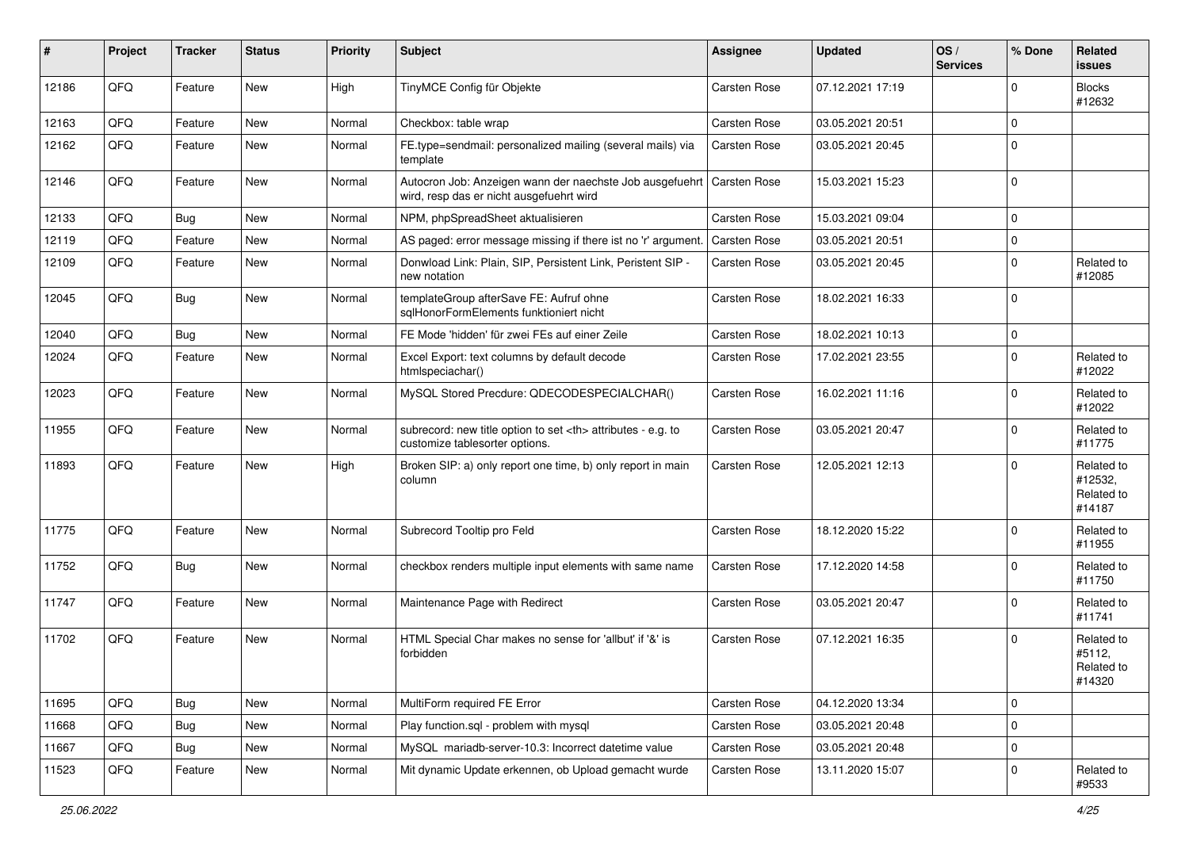| # | Project | Tracker | Status | Priority | Subject | Assignee | Updated | OS / Services | % Done | Related issues |
|---|---|---|---|---|---|---|---|---|---|---|
| 12186 | QFQ | Feature | New | High | TinyMCE Config für Objekte | Carsten Rose | 07.12.2021 17:19 | | 0 | Blocks #12632 |
| 12163 | QFQ | Feature | New | Normal | Checkbox: table wrap | Carsten Rose | 03.05.2021 20:51 | | 0 | |
| 12162 | QFQ | Feature | New | Normal | FE.type=sendmail: personalized mailing (several mails) via template | Carsten Rose | 03.05.2021 20:45 | | 0 | |
| 12146 | QFQ | Feature | New | Normal | Autocron Job: Anzeigen wann der naechste Job ausgefuehrt wird, resp das er nicht ausgefuehrt wird | Carsten Rose | 15.03.2021 15:23 | | 0 | |
| 12133 | QFQ | Bug | New | Normal | NPM, phpSpreadSheet aktualisieren | Carsten Rose | 15.03.2021 09:04 | | 0 | |
| 12119 | QFQ | Feature | New | Normal | AS paged: error message missing if there ist no 'r' argument. | Carsten Rose | 03.05.2021 20:51 | | 0 | |
| 12109 | QFQ | Feature | New | Normal | Donwload Link: Plain, SIP, Persistent Link, Peristent SIP - new notation | Carsten Rose | 03.05.2021 20:45 | | 0 | Related to #12085 |
| 12045 | QFQ | Bug | New | Normal | templateGroup afterSave FE: Aufruf ohne sqlHonorFormElements funktioniert nicht | Carsten Rose | 18.02.2021 16:33 | | 0 | |
| 12040 | QFQ | Bug | New | Normal | FE Mode 'hidden' für zwei FEs auf einer Zeile | Carsten Rose | 18.02.2021 10:13 | | 0 | |
| 12024 | QFQ | Feature | New | Normal | Excel Export: text columns by default decode htmlspeciachar() | Carsten Rose | 17.02.2021 23:55 | | 0 | Related to #12022 |
| 12023 | QFQ | Feature | New | Normal | MySQL Stored Precdure: QDECODESPECIALCHAR() | Carsten Rose | 16.02.2021 11:16 | | 0 | Related to #12022 |
| 11955 | QFQ | Feature | New | Normal | subrecord: new title option to set <th> attributes - e.g. to customize tablesorter options. | Carsten Rose | 03.05.2021 20:47 | | 0 | Related to #11775 |
| 11893 | QFQ | Feature | New | High | Broken SIP: a) only report one time, b) only report in main column | Carsten Rose | 12.05.2021 12:13 | | 0 | Related to #12532, Related to #14187 |
| 11775 | QFQ | Feature | New | Normal | Subrecord Tooltip pro Feld | Carsten Rose | 18.12.2020 15:22 | | 0 | Related to #11955 |
| 11752 | QFQ | Bug | New | Normal | checkbox renders multiple input elements with same name | Carsten Rose | 17.12.2020 14:58 | | 0 | Related to #11750 |
| 11747 | QFQ | Feature | New | Normal | Maintenance Page with Redirect | Carsten Rose | 03.05.2021 20:47 | | 0 | Related to #11741 |
| 11702 | QFQ | Feature | New | Normal | HTML Special Char makes no sense for 'allbut' if '&' is forbidden | Carsten Rose | 07.12.2021 16:35 | | 0 | Related to #5112, Related to #14320 |
| 11695 | QFQ | Bug | New | Normal | MultiForm required FE Error | Carsten Rose | 04.12.2020 13:34 | | 0 | |
| 11668 | QFQ | Bug | New | Normal | Play function.sql - problem with mysql | Carsten Rose | 03.05.2021 20:48 | | 0 | |
| 11667 | QFQ | Bug | New | Normal | MySQL mariadb-server-10.3: Incorrect datetime value | Carsten Rose | 03.05.2021 20:48 | | 0 | |
| 11523 | QFQ | Feature | New | Normal | Mit dynamic Update erkennen, ob Upload gemacht wurde | Carsten Rose | 13.11.2020 15:07 | | 0 | Related to #9533 |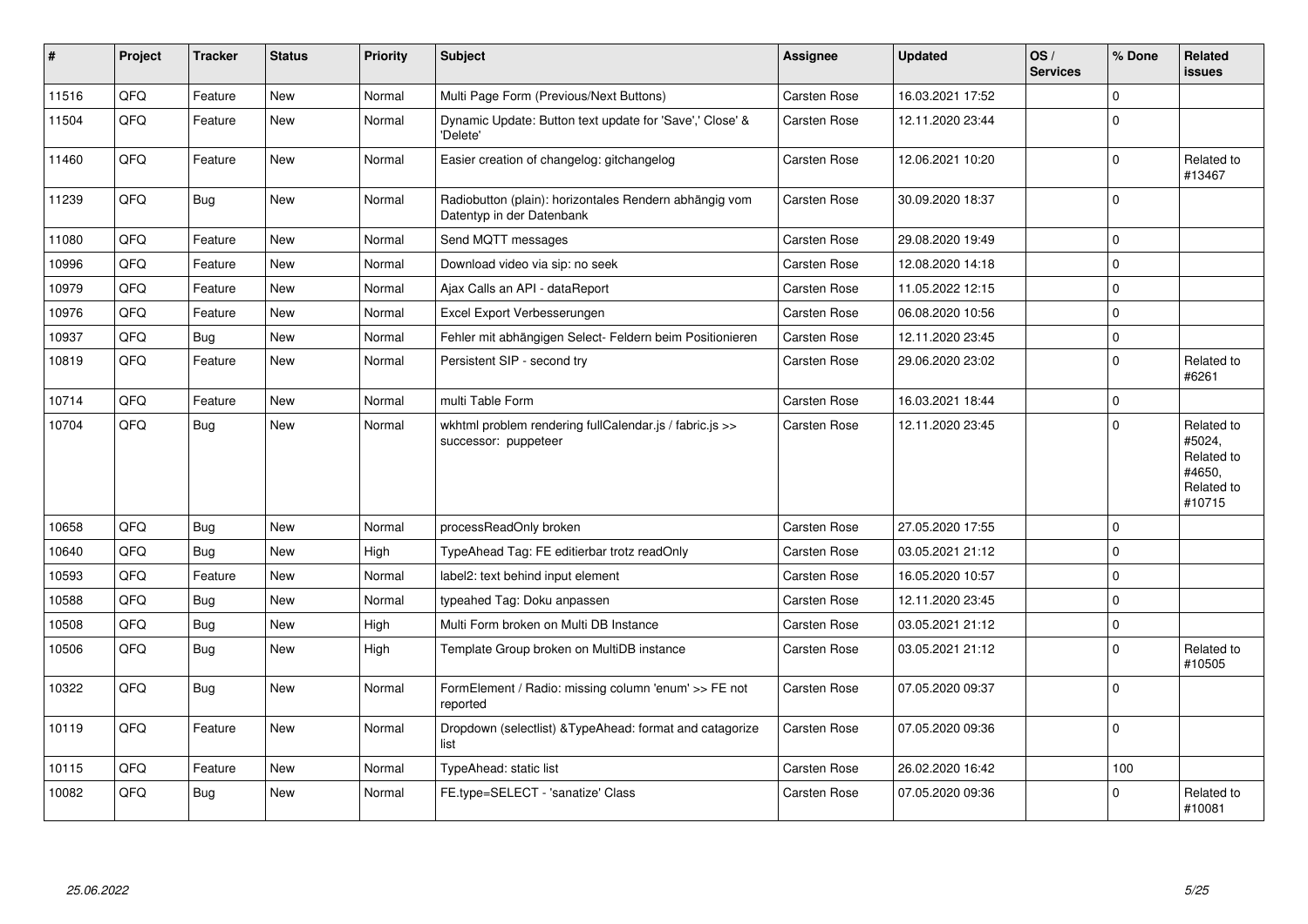| # | Project | Tracker | Status | Priority | Subject | Assignee | Updated | OS / Services | % Done | Related issues |
|---|---|---|---|---|---|---|---|---|---|---|
| 11516 | QFQ | Feature | New | Normal | Multi Page Form (Previous/Next Buttons) | Carsten Rose | 16.03.2021 17:52 | | 0 | |
| 11504 | QFQ | Feature | New | Normal | Dynamic Update: Button text update for 'Save',' Close' & 'Delete' | Carsten Rose | 12.11.2020 23:44 | | 0 | |
| 11460 | QFQ | Feature | New | Normal | Easier creation of changelog: gitchangelog | Carsten Rose | 12.06.2021 10:20 | | 0 | Related to #13467 |
| 11239 | QFQ | Bug | New | Normal | Radiobutton (plain): horizontales Rendern abhängig vom Datentyp in der Datenbank | Carsten Rose | 30.09.2020 18:37 | | 0 | |
| 11080 | QFQ | Feature | New | Normal | Send MQTT messages | Carsten Rose | 29.08.2020 19:49 | | 0 | |
| 10996 | QFQ | Feature | New | Normal | Download video via sip: no seek | Carsten Rose | 12.08.2020 14:18 | | 0 | |
| 10979 | QFQ | Feature | New | Normal | Ajax Calls an API - dataReport | Carsten Rose | 11.05.2022 12:15 | | 0 | |
| 10976 | QFQ | Feature | New | Normal | Excel Export Verbesserungen | Carsten Rose | 06.08.2020 10:56 | | 0 | |
| 10937 | QFQ | Bug | New | Normal | Fehler mit abhängigen Select- Feldern beim Positionieren | Carsten Rose | 12.11.2020 23:45 | | 0 | |
| 10819 | QFQ | Feature | New | Normal | Persistent SIP - second try | Carsten Rose | 29.06.2020 23:02 | | 0 | Related to #6261 |
| 10714 | QFQ | Feature | New | Normal | multi Table Form | Carsten Rose | 16.03.2021 18:44 | | 0 | |
| 10704 | QFQ | Bug | New | Normal | wkhtml problem rendering fullCalendar.js / fabric.js >> successor: puppeteer | Carsten Rose | 12.11.2020 23:45 | | 0 | Related to #5024, Related to #4650, Related to #10715 |
| 10658 | QFQ | Bug | New | Normal | processReadOnly broken | Carsten Rose | 27.05.2020 17:55 | | 0 | |
| 10640 | QFQ | Bug | New | High | TypeAhead Tag: FE editierbar trotz readOnly | Carsten Rose | 03.05.2021 21:12 | | 0 | |
| 10593 | QFQ | Feature | New | Normal | label2: text behind input element | Carsten Rose | 16.05.2020 10:57 | | 0 | |
| 10588 | QFQ | Bug | New | Normal | typeahed Tag: Doku anpassen | Carsten Rose | 12.11.2020 23:45 | | 0 | |
| 10508 | QFQ | Bug | New | High | Multi Form broken on Multi DB Instance | Carsten Rose | 03.05.2021 21:12 | | 0 | |
| 10506 | QFQ | Bug | New | High | Template Group broken on MultiDB instance | Carsten Rose | 03.05.2021 21:12 | | 0 | Related to #10505 |
| 10322 | QFQ | Bug | New | Normal | FormElement / Radio: missing column 'enum' >> FE not reported | Carsten Rose | 07.05.2020 09:37 | | 0 | |
| 10119 | QFQ | Feature | New | Normal | Dropdown (selectlist) &TypeAhead: format and catagorize list | Carsten Rose | 07.05.2020 09:36 | | 0 | |
| 10115 | QFQ | Feature | New | Normal | TypeAhead: static list | Carsten Rose | 26.02.2020 16:42 | | 100 | |
| 10082 | QFQ | Bug | New | Normal | FE.type=SELECT - 'sanatize' Class | Carsten Rose | 07.05.2020 09:36 | | 0 | Related to #10081 |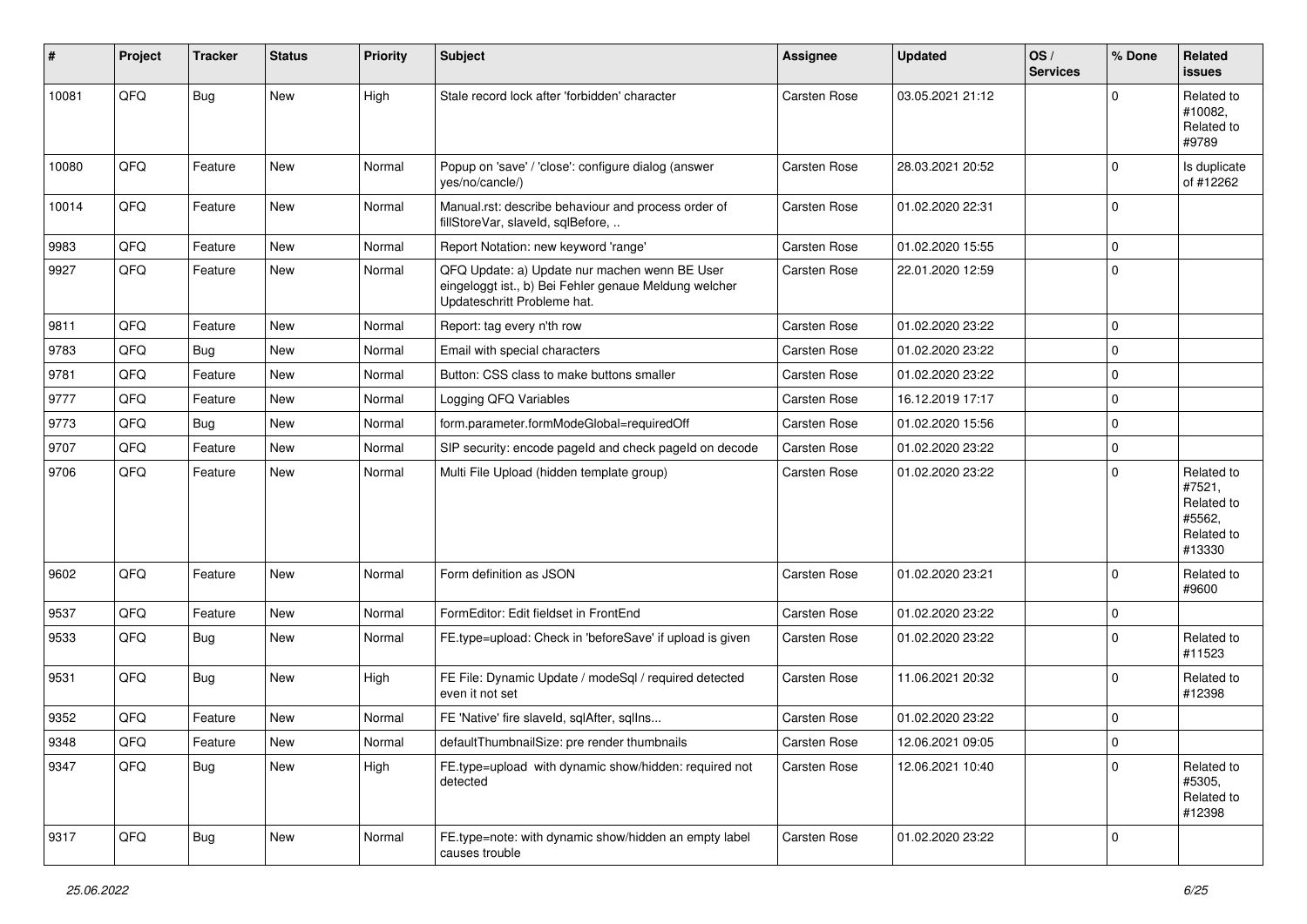| # | Project | Tracker | Status | Priority | Subject | Assignee | Updated | OS / Services | % Done | Related issues |
|---|---|---|---|---|---|---|---|---|---|---|
| 10081 | QFQ | Bug | New | High | Stale record lock after 'forbidden' character | Carsten Rose | 03.05.2021 21:12 | | 0 | Related to #10082, Related to #9789 |
| 10080 | QFQ | Feature | New | Normal | Popup on 'save' / 'close': configure dialog (answer yes/no/cancle/) | Carsten Rose | 28.03.2021 20:52 | | 0 | Is duplicate of #12262 |
| 10014 | QFQ | Feature | New | Normal | Manual.rst: describe behaviour and process order of fillStoreVar, slaveId, sqlBefore, .. | Carsten Rose | 01.02.2020 22:31 | | 0 | |
| 9983 | QFQ | Feature | New | Normal | Report Notation: new keyword 'range' | Carsten Rose | 01.02.2020 15:55 | | 0 | |
| 9927 | QFQ | Feature | New | Normal | QFQ Update: a) Update nur machen wenn BE User eingeloggt ist., b) Bei Fehler genaue Meldung welcher Updateschritt Probleme hat. | Carsten Rose | 22.01.2020 12:59 | | 0 | |
| 9811 | QFQ | Feature | New | Normal | Report: tag every n'th row | Carsten Rose | 01.02.2020 23:22 | | 0 | |
| 9783 | QFQ | Bug | New | Normal | Email with special characters | Carsten Rose | 01.02.2020 23:22 | | 0 | |
| 9781 | QFQ | Feature | New | Normal | Button: CSS class to make buttons smaller | Carsten Rose | 01.02.2020 23:22 | | 0 | |
| 9777 | QFQ | Feature | New | Normal | Logging QFQ Variables | Carsten Rose | 16.12.2019 17:17 | | 0 | |
| 9773 | QFQ | Bug | New | Normal | form.parameter.formModeGlobal=requiredOff | Carsten Rose | 01.02.2020 15:56 | | 0 | |
| 9707 | QFQ | Feature | New | Normal | SIP security: encode pageId and check pageId on decode | Carsten Rose | 01.02.2020 23:22 | | 0 | |
| 9706 | QFQ | Feature | New | Normal | Multi File Upload (hidden template group) | Carsten Rose | 01.02.2020 23:22 | | 0 | Related to #7521, Related to #5562, Related to #13330 |
| 9602 | QFQ | Feature | New | Normal | Form definition as JSON | Carsten Rose | 01.02.2020 23:21 | | 0 | Related to #9600 |
| 9537 | QFQ | Feature | New | Normal | FormEditor: Edit fieldset in FrontEnd | Carsten Rose | 01.02.2020 23:22 | | 0 | |
| 9533 | QFQ | Bug | New | Normal | FE.type=upload: Check in 'beforeSave' if upload is given | Carsten Rose | 01.02.2020 23:22 | | 0 | Related to #11523 |
| 9531 | QFQ | Bug | New | High | FE File: Dynamic Update / modeSql / required detected even it not set | Carsten Rose | 11.06.2021 20:32 | | 0 | Related to #12398 |
| 9352 | QFQ | Feature | New | Normal | FE 'Native' fire slaveId, sqlAfter, sqlIns... | Carsten Rose | 01.02.2020 23:22 | | 0 | |
| 9348 | QFQ | Feature | New | Normal | defaultThumbnailSize: pre render thumbnails | Carsten Rose | 12.06.2021 09:05 | | 0 | |
| 9347 | QFQ | Bug | New | High | FE.type=upload with dynamic show/hidden: required not detected | Carsten Rose | 12.06.2021 10:40 | | 0 | Related to #5305, Related to #12398 |
| 9317 | QFQ | Bug | New | Normal | FE.type=note: with dynamic show/hidden an empty label causes trouble | Carsten Rose | 01.02.2020 23:22 | | 0 | |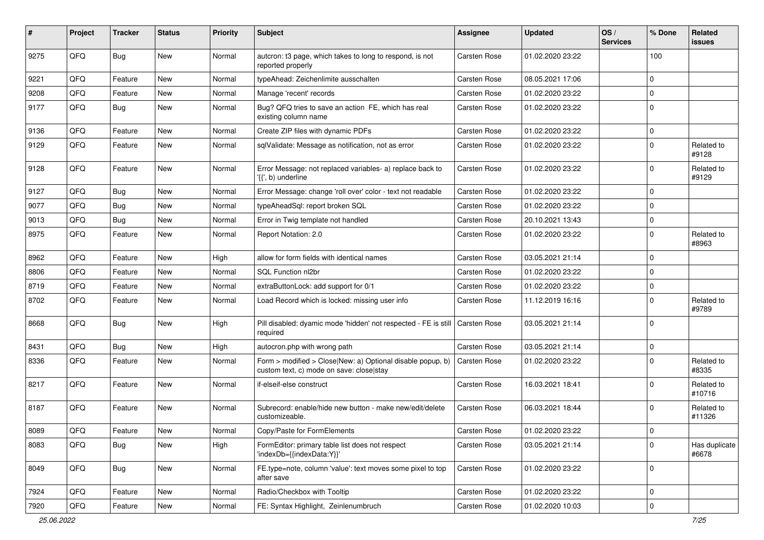| # | Project | Tracker | Status | Priority | Subject | Assignee | Updated | OS / Services | % Done | Related issues |
|---|---|---|---|---|---|---|---|---|---|---|
| 9275 | QFQ | Bug | New | Normal | autcron: t3 page, which takes to long to respond, is not reported properly | Carsten Rose | 01.02.2020 23:22 | | 100 | |
| 9221 | QFQ | Feature | New | Normal | typeAhead: Zeichenlimite ausschalten | Carsten Rose | 08.05.2021 17:06 | | 0 | |
| 9208 | QFQ | Feature | New | Normal | Manage 'recent' records | Carsten Rose | 01.02.2020 23:22 | | 0 | |
| 9177 | QFQ | Bug | New | Normal | Bug? QFQ tries to save an action FE, which has real existing column name | Carsten Rose | 01.02.2020 23:22 | | 0 | |
| 9136 | QFQ | Feature | New | Normal | Create ZIP files with dynamic PDFs | Carsten Rose | 01.02.2020 23:22 | | 0 | |
| 9129 | QFQ | Feature | New | Normal | sqlValidate: Message as notification, not as error | Carsten Rose | 01.02.2020 23:22 | | 0 | Related to #9128 |
| 9128 | QFQ | Feature | New | Normal | Error Message: not replaced variables- a) replace back to '{{', b) underline | Carsten Rose | 01.02.2020 23:22 | | 0 | Related to #9129 |
| 9127 | QFQ | Bug | New | Normal | Error Message: change 'roll over' color - text not readable | Carsten Rose | 01.02.2020 23:22 | | 0 | |
| 9077 | QFQ | Bug | New | Normal | typeAheadSql: report broken SQL | Carsten Rose | 01.02.2020 23:22 | | 0 | |
| 9013 | QFQ | Bug | New | Normal | Error in Twig template not handled | Carsten Rose | 20.10.2021 13:43 | | 0 | |
| 8975 | QFQ | Feature | New | Normal | Report Notation: 2.0 | Carsten Rose | 01.02.2020 23:22 | | 0 | Related to #8963 |
| 8962 | QFQ | Feature | New | High | allow for form fields with identical names | Carsten Rose | 03.05.2021 21:14 | | 0 | |
| 8806 | QFQ | Feature | New | Normal | SQL Function nl2br | Carsten Rose | 01.02.2020 23:22 | | 0 | |
| 8719 | QFQ | Feature | New | Normal | extraButtonLock: add support for 0/1 | Carsten Rose | 01.02.2020 23:22 | | 0 | |
| 8702 | QFQ | Feature | New | Normal | Load Record which is locked: missing user info | Carsten Rose | 11.12.2019 16:16 | | 0 | Related to #9789 |
| 8668 | QFQ | Bug | New | High | Pill disabled: dyamic mode 'hidden' not respected - FE is still required | Carsten Rose | 03.05.2021 21:14 | | 0 | |
| 8431 | QFQ | Bug | New | High | autocron.php with wrong path | Carsten Rose | 03.05.2021 21:14 | | 0 | |
| 8336 | QFQ | Feature | New | Normal | Form > modified > Close\|New: a) Optional disable popup, b) custom text, c) mode on save: close\|stay | Carsten Rose | 01.02.2020 23:22 | | 0 | Related to #8335 |
| 8217 | QFQ | Feature | New | Normal | if-elseif-else construct | Carsten Rose | 16.03.2021 18:41 | | 0 | Related to #10716 |
| 8187 | QFQ | Feature | New | Normal | Subrecord: enable/hide new button - make new/edit/delete customizeable. | Carsten Rose | 06.03.2021 18:44 | | 0 | Related to #11326 |
| 8089 | QFQ | Feature | New | Normal | Copy/Paste for FormElements | Carsten Rose | 01.02.2020 23:22 | | 0 | |
| 8083 | QFQ | Bug | New | High | FormEditor: primary table list does not respect 'indexDb={{indexData:Y}}' | Carsten Rose | 03.05.2021 21:14 | | 0 | Has duplicate #6678 |
| 8049 | QFQ | Bug | New | Normal | FE.type=note, column 'value': text moves some pixel to top after save | Carsten Rose | 01.02.2020 23:22 | | 0 | |
| 7924 | QFQ | Feature | New | Normal | Radio/Checkbox with Tooltip | Carsten Rose | 01.02.2020 23:22 | | 0 | |
| 7920 | QFQ | Feature | New | Normal | FE: Syntax Highlight, Zeinlenumbruch | Carsten Rose | 01.02.2020 10:03 | | 0 | |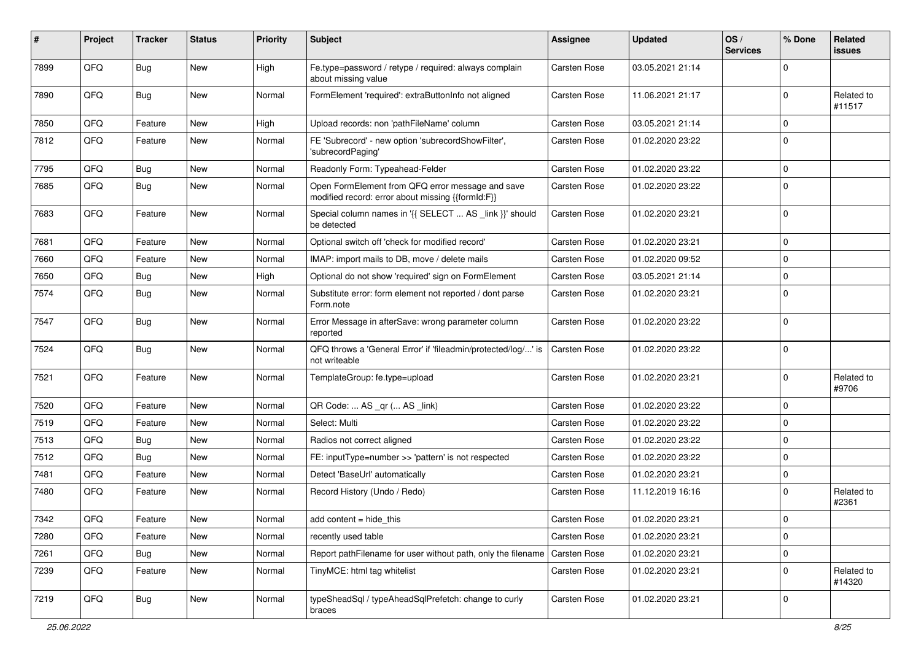| # | Project | Tracker | Status | Priority | Subject | Assignee | Updated | OS / Services | % Done | Related issues |
|---|---|---|---|---|---|---|---|---|---|---|
| 7899 | QFQ | Bug | New | High | Fe.type=password / retype / required: always complain about missing value | Carsten Rose | 03.05.2021 21:14 | | 0 | |
| 7890 | QFQ | Bug | New | Normal | FormElement 'required': extraButtonInfo not aligned | Carsten Rose | 11.06.2021 21:17 | | 0 | Related to #11517 |
| 7850 | QFQ | Feature | New | High | Upload records: non 'pathFileName' column | Carsten Rose | 03.05.2021 21:14 | | 0 | |
| 7812 | QFQ | Feature | New | Normal | FE 'Subrecord' - new option 'subrecordShowFilter', 'subrecordPaging' | Carsten Rose | 01.02.2020 23:22 | | 0 | |
| 7795 | QFQ | Bug | New | Normal | Readonly Form: Typeahead-Felder | Carsten Rose | 01.02.2020 23:22 | | 0 | |
| 7685 | QFQ | Bug | New | Normal | Open FormElement from QFQ error message and save modified record: error about missing {{formId:F}} | Carsten Rose | 01.02.2020 23:22 | | 0 | |
| 7683 | QFQ | Feature | New | Normal | Special column names in '{{ SELECT ... AS _link }}' should be detected | Carsten Rose | 01.02.2020 23:21 | | 0 | |
| 7681 | QFQ | Feature | New | Normal | Optional switch off 'check for modified record' | Carsten Rose | 01.02.2020 23:21 | | 0 | |
| 7660 | QFQ | Feature | New | Normal | IMAP: import mails to DB, move / delete mails | Carsten Rose | 01.02.2020 09:52 | | 0 | |
| 7650 | QFQ | Bug | New | High | Optional do not show 'required' sign on FormElement | Carsten Rose | 03.05.2021 21:14 | | 0 | |
| 7574 | QFQ | Bug | New | Normal | Substitute error: form element not reported / dont parse Form.note | Carsten Rose | 01.02.2020 23:21 | | 0 | |
| 7547 | QFQ | Bug | New | Normal | Error Message in afterSave: wrong parameter column reported | Carsten Rose | 01.02.2020 23:22 | | 0 | |
| 7524 | QFQ | Bug | New | Normal | QFQ throws a 'General Error' if 'fileadmin/protected/log/...' is not writeable | Carsten Rose | 01.02.2020 23:22 | | 0 | |
| 7521 | QFQ | Feature | New | Normal | TemplateGroup: fe.type=upload | Carsten Rose | 01.02.2020 23:21 | | 0 | Related to #9706 |
| 7520 | QFQ | Feature | New | Normal | QR Code: ... AS _qr (... AS _link) | Carsten Rose | 01.02.2020 23:22 | | 0 | |
| 7519 | QFQ | Feature | New | Normal | Select: Multi | Carsten Rose | 01.02.2020 23:22 | | 0 | |
| 7513 | QFQ | Bug | New | Normal | Radios not correct aligned | Carsten Rose | 01.02.2020 23:22 | | 0 | |
| 7512 | QFQ | Bug | New | Normal | FE: inputType=number >> 'pattern' is not respected | Carsten Rose | 01.02.2020 23:22 | | 0 | |
| 7481 | QFQ | Feature | New | Normal | Detect 'BaseUrl' automatically | Carsten Rose | 01.02.2020 23:21 | | 0 | |
| 7480 | QFQ | Feature | New | Normal | Record History (Undo / Redo) | Carsten Rose | 11.12.2019 16:16 | | 0 | Related to #2361 |
| 7342 | QFQ | Feature | New | Normal | add content = hide_this | Carsten Rose | 01.02.2020 23:21 | | 0 | |
| 7280 | QFQ | Feature | New | Normal | recently used table | Carsten Rose | 01.02.2020 23:21 | | 0 | |
| 7261 | QFQ | Bug | New | Normal | Report pathFilename for user without path, only the filename | Carsten Rose | 01.02.2020 23:21 | | 0 | |
| 7239 | QFQ | Feature | New | Normal | TinyMCE: html tag whitelist | Carsten Rose | 01.02.2020 23:21 | | 0 | Related to #14320 |
| 7219 | QFQ | Bug | New | Normal | typeSheadSql / typeAheadSqlPrefetch: change to curly braces | Carsten Rose | 01.02.2020 23:21 | | 0 | |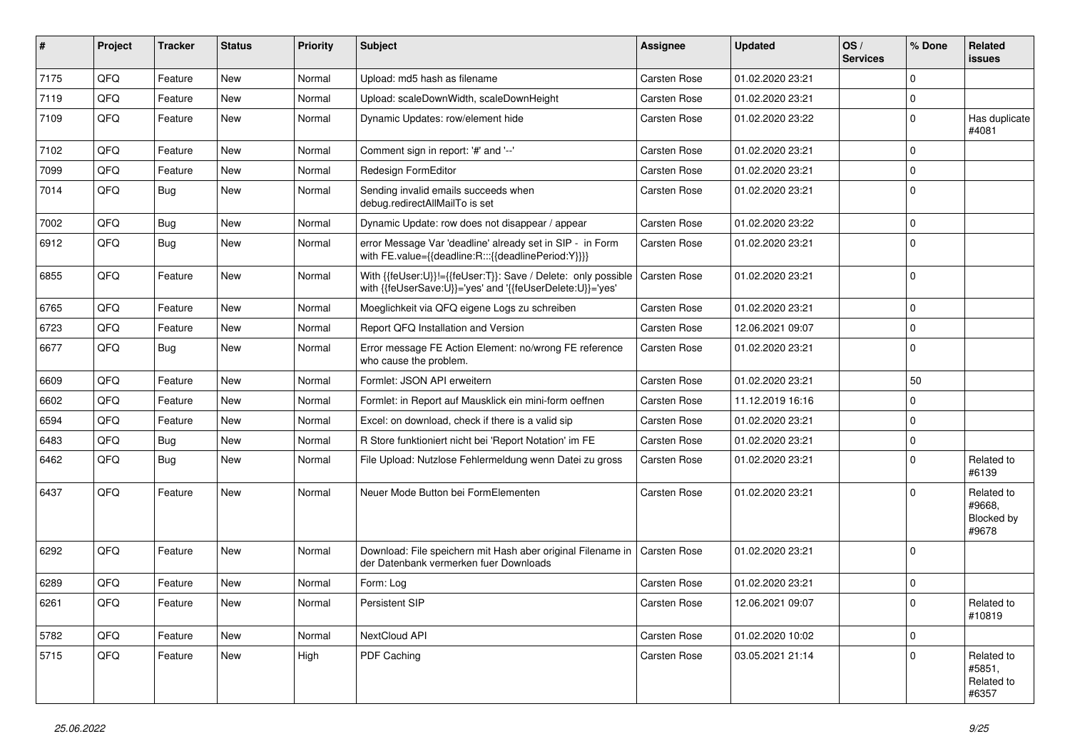| # | Project | Tracker | Status | Priority | Subject | Assignee | Updated | OS / Services | % Done | Related issues |
|---|---|---|---|---|---|---|---|---|---|---|
| 7175 | QFQ | Feature | New | Normal | Upload: md5 hash as filename | Carsten Rose | 01.02.2020 23:21 | | 0 | |
| 7119 | QFQ | Feature | New | Normal | Upload: scaleDownWidth, scaleDownHeight | Carsten Rose | 01.02.2020 23:21 | | 0 | |
| 7109 | QFQ | Feature | New | Normal | Dynamic Updates: row/element hide | Carsten Rose | 01.02.2020 23:22 | | 0 | Has duplicate #4081 |
| 7102 | QFQ | Feature | New | Normal | Comment sign in report: '#' and '--' | Carsten Rose | 01.02.2020 23:21 | | 0 | |
| 7099 | QFQ | Feature | New | Normal | Redesign FormEditor | Carsten Rose | 01.02.2020 23:21 | | 0 | |
| 7014 | QFQ | Bug | New | Normal | Sending invalid emails succeeds when debug.redirectAllMailTo is set | Carsten Rose | 01.02.2020 23:21 | | 0 | |
| 7002 | QFQ | Bug | New | Normal | Dynamic Update: row does not disappear / appear | Carsten Rose | 01.02.2020 23:22 | | 0 | |
| 6912 | QFQ | Bug | New | Normal | error Message Var 'deadline' already set in SIP - in Form with FE.value={{deadline:R:::{{deadlinePeriod:Y}}}} | Carsten Rose | 01.02.2020 23:21 | | 0 | |
| 6855 | QFQ | Feature | New | Normal | With {{feUser:U}}!={{feUser:T}}: Save / Delete: only possible with {{feUserSave:U}}='yes' and '{{feUserDelete:U}}='yes' | Carsten Rose | 01.02.2020 23:21 | | 0 | |
| 6765 | QFQ | Feature | New | Normal | Moeglichkeit via QFQ eigene Logs zu schreiben | Carsten Rose | 01.02.2020 23:21 | | 0 | |
| 6723 | QFQ | Feature | New | Normal | Report QFQ Installation and Version | Carsten Rose | 12.06.2021 09:07 | | 0 | |
| 6677 | QFQ | Bug | New | Normal | Error message FE Action Element: no/wrong FE reference who cause the problem. | Carsten Rose | 01.02.2020 23:21 | | 0 | |
| 6609 | QFQ | Feature | New | Normal | Formlet: JSON API erweitern | Carsten Rose | 01.02.2020 23:21 | | 50 | |
| 6602 | QFQ | Feature | New | Normal | Formlet: in Report auf Mausklick ein mini-form oeffnen | Carsten Rose | 11.12.2019 16:16 | | 0 | |
| 6594 | QFQ | Feature | New | Normal | Excel: on download, check if there is a valid sip | Carsten Rose | 01.02.2020 23:21 | | 0 | |
| 6483 | QFQ | Bug | New | Normal | R Store funktioniert nicht bei 'Report Notation' im FE | Carsten Rose | 01.02.2020 23:21 | | 0 | |
| 6462 | QFQ | Bug | New | Normal | File Upload: Nutzlose Fehlermeldung wenn Datei zu gross | Carsten Rose | 01.02.2020 23:21 | | 0 | Related to #6139 |
| 6437 | QFQ | Feature | New | Normal | Neuer Mode Button bei FormElementen | Carsten Rose | 01.02.2020 23:21 | | 0 | Related to #9668, Blocked by #9678 |
| 6292 | QFQ | Feature | New | Normal | Download: File speichern mit Hash aber original Filename in der Datenbank vermerken fuer Downloads | Carsten Rose | 01.02.2020 23:21 | | 0 | |
| 6289 | QFQ | Feature | New | Normal | Form: Log | Carsten Rose | 01.02.2020 23:21 | | 0 | |
| 6261 | QFQ | Feature | New | Normal | Persistent SIP | Carsten Rose | 12.06.2021 09:07 | | 0 | Related to #10819 |
| 5782 | QFQ | Feature | New | Normal | NextCloud API | Carsten Rose | 01.02.2020 10:02 | | 0 | |
| 5715 | QFQ | Feature | New | High | PDF Caching | Carsten Rose | 03.05.2021 21:14 | | 0 | Related to #5851, Related to #6357 |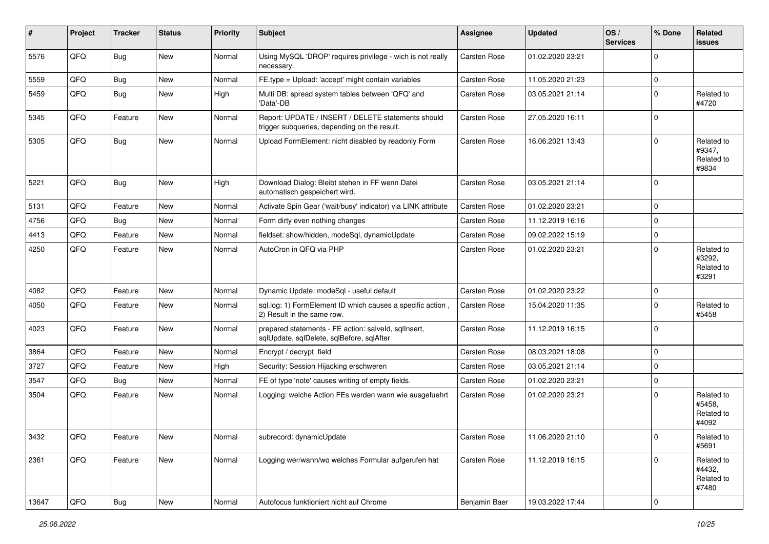| # | Project | Tracker | Status | Priority | Subject | Assignee | Updated | OS / Services | % Done | Related issues |
|---|---|---|---|---|---|---|---|---|---|---|
| 5576 | QFQ | Bug | New | Normal | Using MySQL 'DROP' requires privilege - wich is not really necessary. | Carsten Rose | 01.02.2020 23:21 | | 0 | |
| 5559 | QFQ | Bug | New | Normal | FE.type = Upload: 'accept' might contain variables | Carsten Rose | 11.05.2020 21:23 | | 0 | |
| 5459 | QFQ | Bug | New | High | Multi DB: spread system tables between 'QFQ' and 'Data'-DB | Carsten Rose | 03.05.2021 21:14 | | 0 | Related to #4720 |
| 5345 | QFQ | Feature | New | Normal | Report: UPDATE / INSERT / DELETE statements should trigger subqueries, depending on the result. | Carsten Rose | 27.05.2020 16:11 | | 0 | |
| 5305 | QFQ | Bug | New | Normal | Upload FormElement: nicht disabled by readonly Form | Carsten Rose | 16.06.2021 13:43 | | 0 | Related to #9347, Related to #9834 |
| 5221 | QFQ | Bug | New | High | Download Dialog: Bleibt stehen in FF wenn Datei automatisch gespeichert wird. | Carsten Rose | 03.05.2021 21:14 | | 0 | |
| 5131 | QFQ | Feature | New | Normal | Activate Spin Gear ('wait/busy' indicator) via LINK attribute | Carsten Rose | 01.02.2020 23:21 | | 0 | |
| 4756 | QFQ | Bug | New | Normal | Form dirty even nothing changes | Carsten Rose | 11.12.2019 16:16 | | 0 | |
| 4413 | QFQ | Feature | New | Normal | fieldset: show/hidden, modeSql, dynamicUpdate | Carsten Rose | 09.02.2022 15:19 | | 0 | |
| 4250 | QFQ | Feature | New | Normal | AutoCron in QFQ via PHP | Carsten Rose | 01.02.2020 23:21 | | 0 | Related to #3292, Related to #3291 |
| 4082 | QFQ | Feature | New | Normal | Dynamic Update: modeSql - useful default | Carsten Rose | 01.02.2020 23:22 | | 0 | |
| 4050 | QFQ | Feature | New | Normal | sql.log: 1) FormElement ID which causes a specific action , 2) Result in the same row. | Carsten Rose | 15.04.2020 11:35 | | 0 | Related to #5458 |
| 4023 | QFQ | Feature | New | Normal | prepared statements - FE action: salveld, sqlInsert, sqlUpdate, sqlDelete, sqlBefore, sqlAfter | Carsten Rose | 11.12.2019 16:15 | | 0 | |
| 3864 | QFQ | Feature | New | Normal | Encrypt / decrypt field | Carsten Rose | 08.03.2021 18:08 | | 0 | |
| 3727 | QFQ | Feature | New | High | Security: Session Hijacking erschweren | Carsten Rose | 03.05.2021 21:14 | | 0 | |
| 3547 | QFQ | Bug | New | Normal | FE of type 'note' causes writing of empty fields. | Carsten Rose | 01.02.2020 23:21 | | 0 | |
| 3504 | QFQ | Feature | New | Normal | Logging: welche Action FEs werden wann wie ausgefuehrt | Carsten Rose | 01.02.2020 23:21 | | 0 | Related to #5458, Related to #4092 |
| 3432 | QFQ | Feature | New | Normal | subrecord: dynamicUpdate | Carsten Rose | 11.06.2020 21:10 | | 0 | Related to #5691 |
| 2361 | QFQ | Feature | New | Normal | Logging wer/wann/wo welches Formular aufgerufen hat | Carsten Rose | 11.12.2019 16:15 | | 0 | Related to #4432, Related to #7480 |
| 13647 | QFQ | Bug | New | Normal | Autofocus funktioniert nicht auf Chrome | Benjamin Baer | 19.03.2022 17:44 | | 0 | |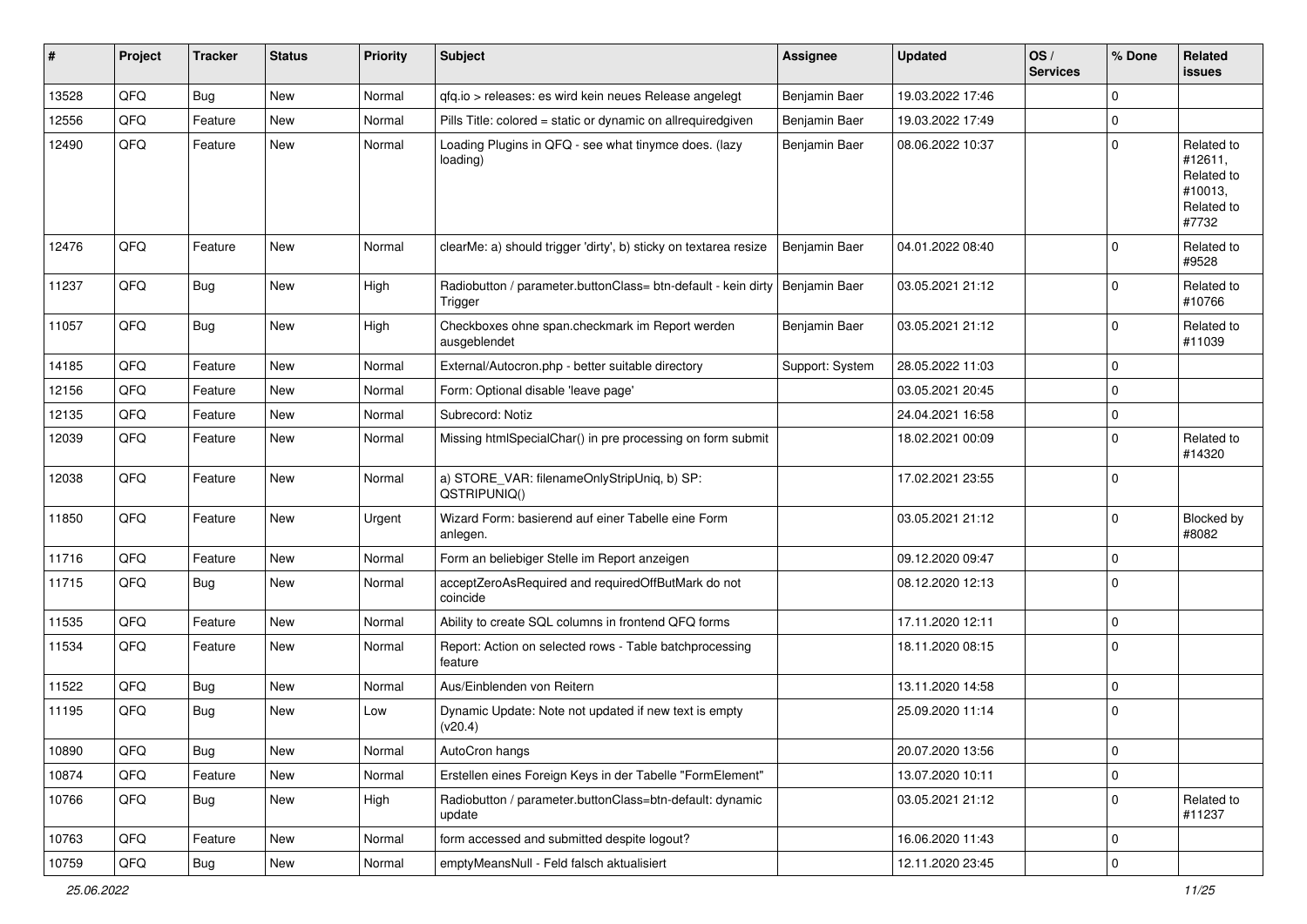| # | Project | Tracker | Status | Priority | Subject | Assignee | Updated | OS / Services | % Done | Related issues |
|---|---|---|---|---|---|---|---|---|---|---|
| 13528 | QFQ | Bug | New | Normal | qfq.io > releases: es wird kein neues Release angelegt | Benjamin Baer | 19.03.2022 17:46 | | 0 | |
| 12556 | QFQ | Feature | New | Normal | Pills Title: colored = static or dynamic on allrequiredgiven | Benjamin Baer | 19.03.2022 17:49 | | 0 | |
| 12490 | QFQ | Feature | New | Normal | Loading Plugins in QFQ - see what tinymce does. (lazy loading) | Benjamin Baer | 08.06.2022 10:37 | | 0 | Related to #12611, Related to #10013, Related to #7732 |
| 12476 | QFQ | Feature | New | Normal | clearMe: a) should trigger 'dirty', b) sticky on textarea resize | Benjamin Baer | 04.01.2022 08:40 | | 0 | Related to #9528 |
| 11237 | QFQ | Bug | New | High | Radiobutton / parameter.buttonClass= btn-default - kein dirty Trigger | Benjamin Baer | 03.05.2021 21:12 | | 0 | Related to #10766 |
| 11057 | QFQ | Bug | New | High | Checkboxes ohne span.checkmark im Report werden ausgeblendet | Benjamin Baer | 03.05.2021 21:12 | | 0 | Related to #11039 |
| 14185 | QFQ | Feature | New | Normal | External/Autocron.php - better suitable directory | Support: System | 28.05.2022 11:03 | | 0 | |
| 12156 | QFQ | Feature | New | Normal | Form: Optional disable 'leave page' | | 03.05.2021 20:45 | | 0 | |
| 12135 | QFQ | Feature | New | Normal | Subrecord: Notiz | | 24.04.2021 16:58 | | 0 | |
| 12039 | QFQ | Feature | New | Normal | Missing htmlSpecialChar() in pre processing on form submit | | 18.02.2021 00:09 | | 0 | Related to #14320 |
| 12038 | QFQ | Feature | New | Normal | a) STORE_VAR: filenameOnlyStripUniq, b) SP: QSTRIPUNIQ() | | 17.02.2021 23:55 | | 0 | |
| 11850 | QFQ | Feature | New | Urgent | Wizard Form: basierend auf einer Tabelle eine Form anlegen. | | 03.05.2021 21:12 | | 0 | Blocked by #8082 |
| 11716 | QFQ | Feature | New | Normal | Form an beliebiger Stelle im Report anzeigen | | 09.12.2020 09:47 | | 0 | |
| 11715 | QFQ | Bug | New | Normal | acceptZeroAsRequired and requiredOffButMark do not coincide | | 08.12.2020 12:13 | | 0 | |
| 11535 | QFQ | Feature | New | Normal | Ability to create SQL columns in frontend QFQ forms | | 17.11.2020 12:11 | | 0 | |
| 11534 | QFQ | Feature | New | Normal | Report: Action on selected rows - Table batchprocessing feature | | 18.11.2020 08:15 | | 0 | |
| 11522 | QFQ | Bug | New | Normal | Aus/Einblenden von Reitern | | 13.11.2020 14:58 | | 0 | |
| 11195 | QFQ | Bug | New | Low | Dynamic Update: Note not updated if new text is empty (v20.4) | | 25.09.2020 11:14 | | 0 | |
| 10890 | QFQ | Bug | New | Normal | AutoCron hangs | | 20.07.2020 13:56 | | 0 | |
| 10874 | QFQ | Feature | New | Normal | Erstellen eines Foreign Keys in der Tabelle "FormElement" | | 13.07.2020 10:11 | | 0 | |
| 10766 | QFQ | Bug | New | High | Radiobutton / parameter.buttonClass=btn-default: dynamic update | | 03.05.2021 21:12 | | 0 | Related to #11237 |
| 10763 | QFQ | Feature | New | Normal | form accessed and submitted despite logout? | | 16.06.2020 11:43 | | 0 | |
| 10759 | QFQ | Bug | New | Normal | emptyMeansNull - Feld falsch aktualisiert | | 12.11.2020 23:45 | | 0 | |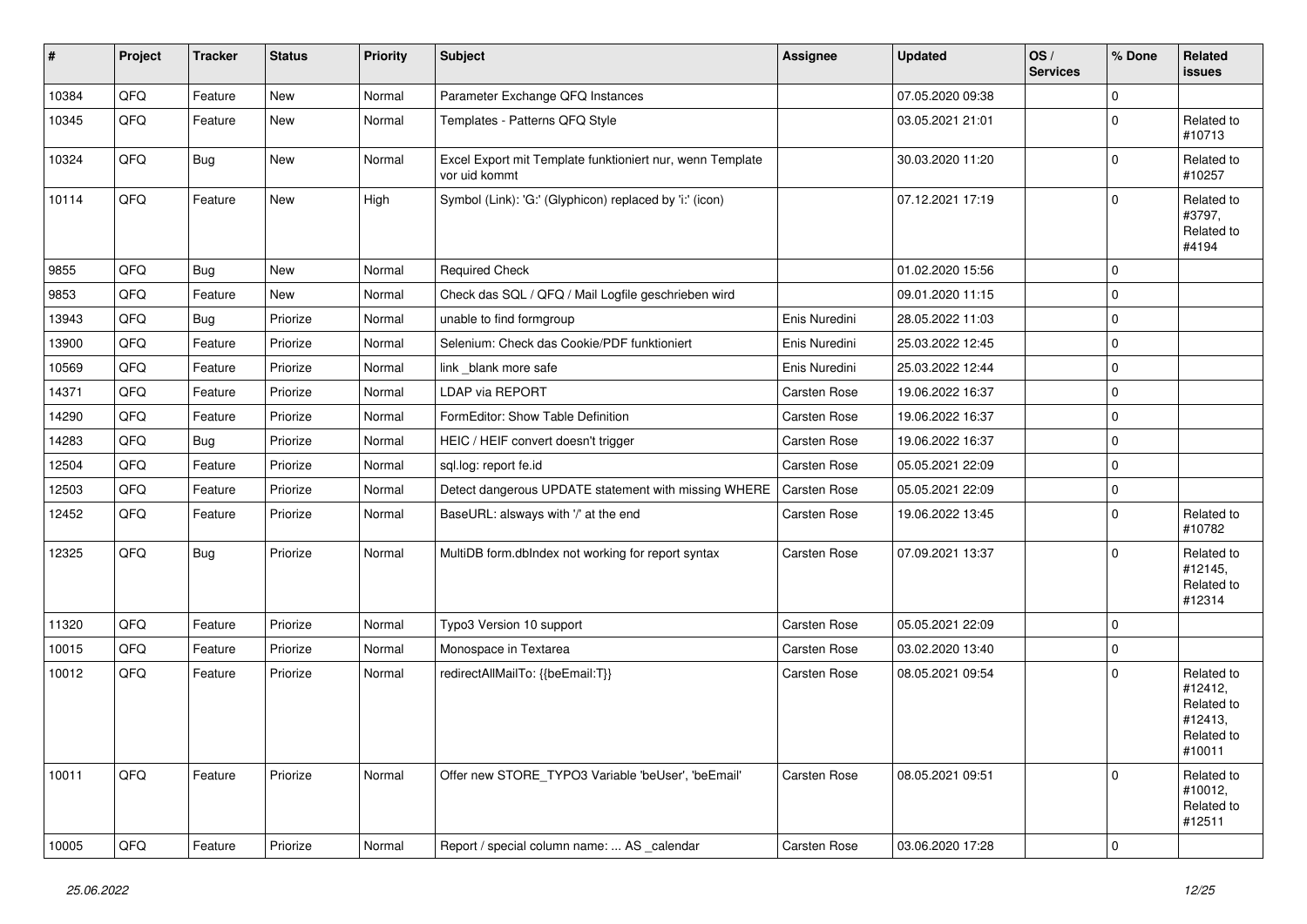| # | Project | Tracker | Status | Priority | Subject | Assignee | Updated | OS / Services | % Done | Related issues |
|---|---|---|---|---|---|---|---|---|---|---|
| 10384 | QFQ | Feature | New | Normal | Parameter Exchange QFQ Instances | | 07.05.2020 09:38 | | 0 | |
| 10345 | QFQ | Feature | New | Normal | Templates - Patterns QFQ Style | | 03.05.2021 21:01 | | 0 | Related to #10713 |
| 10324 | QFQ | Bug | New | Normal | Excel Export mit Template funktioniert nur, wenn Template vor uid kommt | | 30.03.2020 11:20 | | 0 | Related to #10257 |
| 10114 | QFQ | Feature | New | High | Symbol (Link): 'G:' (Glyphicon) replaced by 'i:' (icon) | | 07.12.2021 17:19 | | 0 | Related to #3797, Related to #4194 |
| 9855 | QFQ | Bug | New | Normal | Required Check | | 01.02.2020 15:56 | | 0 | |
| 9853 | QFQ | Feature | New | Normal | Check das SQL / QFQ / Mail Logfile geschrieben wird | | 09.01.2020 11:15 | | 0 | |
| 13943 | QFQ | Bug | Priorize | Normal | unable to find formgroup | Enis Nuredini | 28.05.2022 11:03 | | 0 | |
| 13900 | QFQ | Feature | Priorize | Normal | Selenium: Check das Cookie/PDF funktioniert | Enis Nuredini | 25.03.2022 12:45 | | 0 | |
| 10569 | QFQ | Feature | Priorize | Normal | link _blank more safe | Enis Nuredini | 25.03.2022 12:44 | | 0 | |
| 14371 | QFQ | Feature | Priorize | Normal | LDAP via REPORT | Carsten Rose | 19.06.2022 16:37 | | 0 | |
| 14290 | QFQ | Feature | Priorize | Normal | FormEditor: Show Table Definition | Carsten Rose | 19.06.2022 16:37 | | 0 | |
| 14283 | QFQ | Bug | Priorize | Normal | HEIC / HEIF convert doesn't trigger | Carsten Rose | 19.06.2022 16:37 | | 0 | |
| 12504 | QFQ | Feature | Priorize | Normal | sql.log: report fe.id | Carsten Rose | 05.05.2021 22:09 | | 0 | |
| 12503 | QFQ | Feature | Priorize | Normal | Detect dangerous UPDATE statement with missing WHERE | Carsten Rose | 05.05.2021 22:09 | | 0 | |
| 12452 | QFQ | Feature | Priorize | Normal | BaseURL: alsways with '/' at the end | Carsten Rose | 19.06.2022 13:45 | | 0 | Related to #10782 |
| 12325 | QFQ | Bug | Priorize | Normal | MultiDB form.dbIndex not working for report syntax | Carsten Rose | 07.09.2021 13:37 | | 0 | Related to #12145, Related to #12314 |
| 11320 | QFQ | Feature | Priorize | Normal | Typo3 Version 10 support | Carsten Rose | 05.05.2021 22:09 | | 0 | |
| 10015 | QFQ | Feature | Priorize | Normal | Monospace in Textarea | Carsten Rose | 03.02.2020 13:40 | | 0 | |
| 10012 | QFQ | Feature | Priorize | Normal | redirectAllMailTo: {{beEmail:T}} | Carsten Rose | 08.05.2021 09:54 | | 0 | Related to #12412, Related to #12413, Related to #10011 |
| 10011 | QFQ | Feature | Priorize | Normal | Offer new STORE_TYPO3 Variable 'beUser', 'beEmail' | Carsten Rose | 08.05.2021 09:51 | | 0 | Related to #10012, Related to #12511 |
| 10005 | QFQ | Feature | Priorize | Normal | Report / special column name: ... AS _calendar | Carsten Rose | 03.06.2020 17:28 | | 0 | |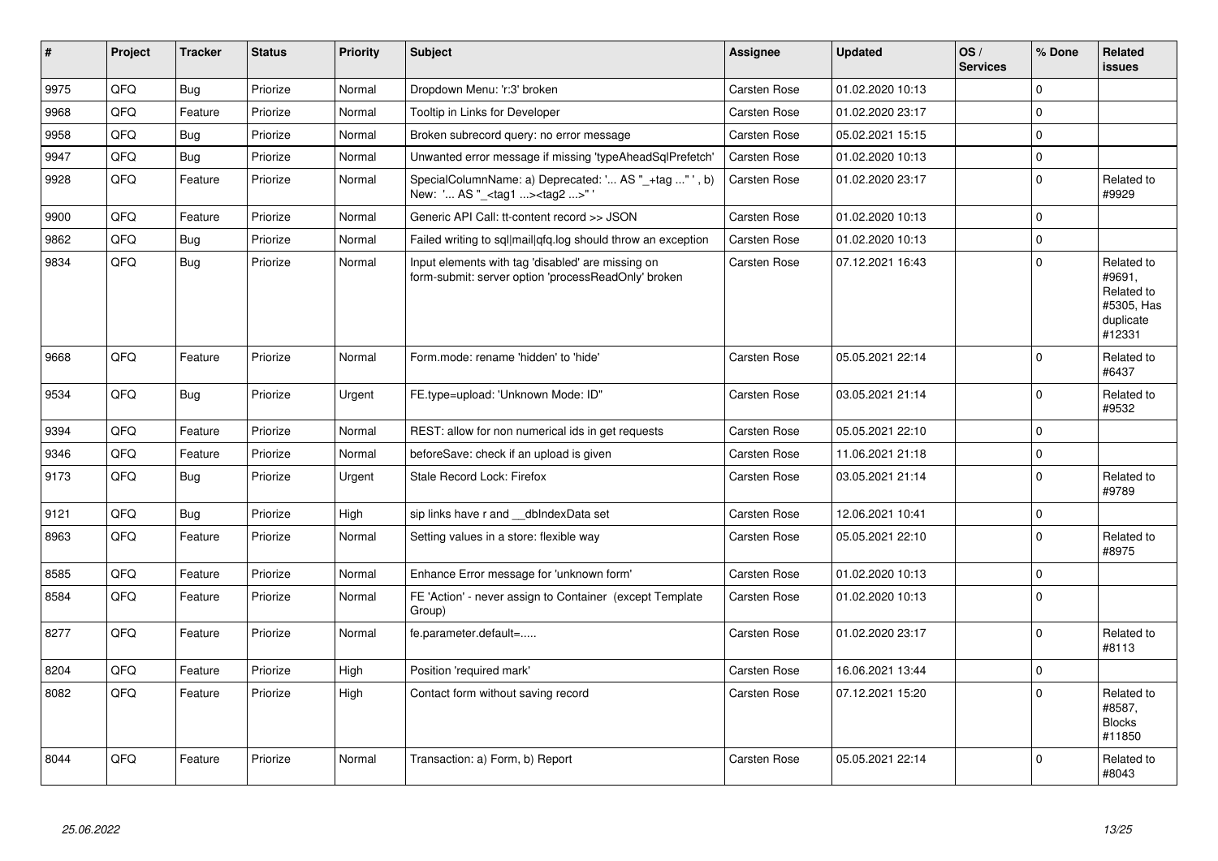| # | Project | Tracker | Status | Priority | Subject | Assignee | Updated | OS / Services | % Done | Related issues |
|---|---|---|---|---|---|---|---|---|---|---|
| 9975 | QFQ | Bug | Priorize | Normal | Dropdown Menu: 'r:3' broken | Carsten Rose | 01.02.2020 10:13 | | 0 | |
| 9968 | QFQ | Feature | Priorize | Normal | Tooltip in Links for Developer | Carsten Rose | 01.02.2020 23:17 | | 0 | |
| 9958 | QFQ | Bug | Priorize | Normal | Broken subrecord query: no error message | Carsten Rose | 05.02.2021 15:15 | | 0 | |
| 9947 | QFQ | Bug | Priorize | Normal | Unwanted error message if missing 'typeAheadSqlPrefetch' | Carsten Rose | 01.02.2020 10:13 | | 0 | |
| 9928 | QFQ | Feature | Priorize | Normal | SpecialColumnName: a) Deprecated: '... AS "_+tag ..." ', b) New: '... AS "_<tag1 ...><tag2 ...>" ' | Carsten Rose | 01.02.2020 23:17 | | 0 | Related to #9929 |
| 9900 | QFQ | Feature | Priorize | Normal | Generic API Call: tt-content record >> JSON | Carsten Rose | 01.02.2020 10:13 | | 0 | |
| 9862 | QFQ | Bug | Priorize | Normal | Failed writing to sql\|mail\|qfq.log should throw an exception | Carsten Rose | 01.02.2020 10:13 | | 0 | |
| 9834 | QFQ | Bug | Priorize | Normal | Input elements with tag 'disabled' are missing on form-submit: server option 'processReadOnly' broken | Carsten Rose | 07.12.2021 16:43 | | 0 | Related to #9691, Related to #5305, Has duplicate #12331 |
| 9668 | QFQ | Feature | Priorize | Normal | Form.mode: rename 'hidden' to 'hide' | Carsten Rose | 05.05.2021 22:14 | | 0 | Related to #6437 |
| 9534 | QFQ | Bug | Priorize | Urgent | FE.type=upload: 'Unknown Mode: ID" | Carsten Rose | 03.05.2021 21:14 | | 0 | Related to #9532 |
| 9394 | QFQ | Feature | Priorize | Normal | REST: allow for non numerical ids in get requests | Carsten Rose | 05.05.2021 22:10 | | 0 | |
| 9346 | QFQ | Feature | Priorize | Normal | beforeSave: check if an upload is given | Carsten Rose | 11.06.2021 21:18 | | 0 | |
| 9173 | QFQ | Bug | Priorize | Urgent | Stale Record Lock: Firefox | Carsten Rose | 03.05.2021 21:14 | | 0 | Related to #9789 |
| 9121 | QFQ | Bug | Priorize | High | sip links have r and __dbIndexData set | Carsten Rose | 12.06.2021 10:41 | | 0 | |
| 8963 | QFQ | Feature | Priorize | Normal | Setting values in a store: flexible way | Carsten Rose | 05.05.2021 22:10 | | 0 | Related to #8975 |
| 8585 | QFQ | Feature | Priorize | Normal | Enhance Error message for 'unknown form' | Carsten Rose | 01.02.2020 10:13 | | 0 | |
| 8584 | QFQ | Feature | Priorize | Normal | FE 'Action' - never assign to Container (except Template Group) | Carsten Rose | 01.02.2020 10:13 | | 0 | |
| 8277 | QFQ | Feature | Priorize | Normal | fe.parameter.default=..... | Carsten Rose | 01.02.2020 23:17 | | 0 | Related to #8113 |
| 8204 | QFQ | Feature | Priorize | High | Position 'required mark' | Carsten Rose | 16.06.2021 13:44 | | 0 | |
| 8082 | QFQ | Feature | Priorize | High | Contact form without saving record | Carsten Rose | 07.12.2021 15:20 | | 0 | Related to #8587, Blocks #11850 |
| 8044 | QFQ | Feature | Priorize | Normal | Transaction: a) Form, b) Report | Carsten Rose | 05.05.2021 22:14 | | 0 | Related to #8043 |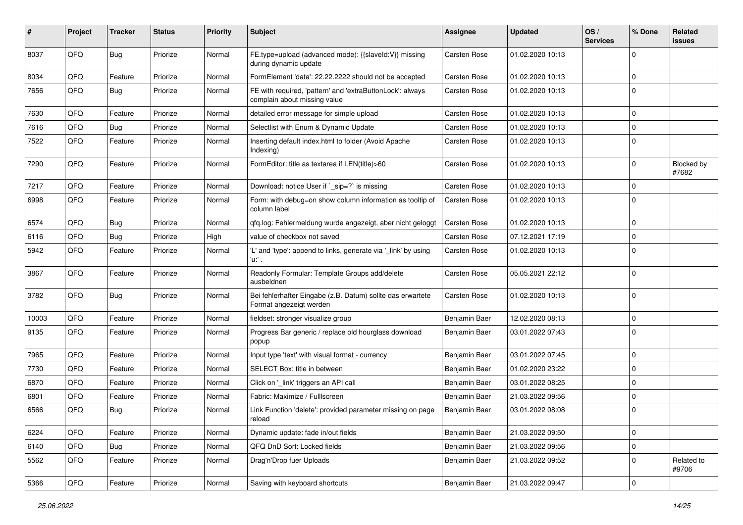| # | Project | Tracker | Status | Priority | Subject | Assignee | Updated | OS / Services | % Done | Related issues |
|---|---|---|---|---|---|---|---|---|---|---|
| 8037 | QFQ | Bug | Priorize | Normal | FE.type=upload (advanced mode): {{slaveId:V}} missing during dynamic update | Carsten Rose | 01.02.2020 10:13 | | 0 | |
| 8034 | QFQ | Feature | Priorize | Normal | FormElement 'data': 22.22.2222 should not be accepted | Carsten Rose | 01.02.2020 10:13 | | 0 | |
| 7656 | QFQ | Bug | Priorize | Normal | FE with required, 'pattern' and 'extraButtonLock': always complain about missing value | Carsten Rose | 01.02.2020 10:13 | | 0 | |
| 7630 | QFQ | Feature | Priorize | Normal | detailed error message for simple upload | Carsten Rose | 01.02.2020 10:13 | | 0 | |
| 7616 | QFQ | Bug | Priorize | Normal | Selectlist with Enum & Dynamic Update | Carsten Rose | 01.02.2020 10:13 | | 0 | |
| 7522 | QFQ | Feature | Priorize | Normal | Inserting default index.html to folder (Avoid Apache Indexing) | Carsten Rose | 01.02.2020 10:13 | | 0 | |
| 7290 | QFQ | Feature | Priorize | Normal | FormEditor: title as textarea if LEN(title)>60 | Carsten Rose | 01.02.2020 10:13 | | 0 | Blocked by #7682 |
| 7217 | QFQ | Feature | Priorize | Normal | Download: notice User if `_sip=?` is missing | Carsten Rose | 01.02.2020 10:13 | | 0 | |
| 6998 | QFQ | Feature | Priorize | Normal | Form: with debug=on show column information as tooltip of column label | Carsten Rose | 01.02.2020 10:13 | | 0 | |
| 6574 | QFQ | Bug | Priorize | Normal | qfq.log: Fehlermeldung wurde angezeigt, aber nicht geloggt | Carsten Rose | 01.02.2020 10:13 | | 0 | |
| 6116 | QFQ | Bug | Priorize | High | value of checkbox not saved | Carsten Rose | 07.12.2021 17:19 | | 0 | |
| 5942 | QFQ | Feature | Priorize | Normal | 'L' and 'type': append to links, generate via '_link' by using 'u:' . | Carsten Rose | 01.02.2020 10:13 | | 0 | |
| 3867 | QFQ | Feature | Priorize | Normal | Readonly Formular: Template Groups add/delete ausbeldnen | Carsten Rose | 05.05.2021 22:12 | | 0 | |
| 3782 | QFQ | Bug | Priorize | Normal | Bei fehlerhafter Eingabe (z.B. Datum) sollte das erwartete Format angezeigt werden | Carsten Rose | 01.02.2020 10:13 | | 0 | |
| 10003 | QFQ | Feature | Priorize | Normal | fieldset: stronger visualize group | Benjamin Baer | 12.02.2020 08:13 | | 0 | |
| 9135 | QFQ | Feature | Priorize | Normal | Progress Bar generic / replace old hourglass download popup | Benjamin Baer | 03.01.2022 07:43 | | 0 | |
| 7965 | QFQ | Feature | Priorize | Normal | Input type 'text' with visual format - currency | Benjamin Baer | 03.01.2022 07:45 | | 0 | |
| 7730 | QFQ | Feature | Priorize | Normal | SELECT Box: title in between | Benjamin Baer | 01.02.2020 23:22 | | 0 | |
| 6870 | QFQ | Feature | Priorize | Normal | Click on '_link' triggers an API call | Benjamin Baer | 03.01.2022 08:25 | | 0 | |
| 6801 | QFQ | Feature | Priorize | Normal | Fabric: Maximize / FullIscreen | Benjamin Baer | 21.03.2022 09:56 | | 0 | |
| 6566 | QFQ | Bug | Priorize | Normal | Link Function 'delete': provided parameter missing on page reload | Benjamin Baer | 03.01.2022 08:08 | | 0 | |
| 6224 | QFQ | Feature | Priorize | Normal | Dynamic update: fade in/out fields | Benjamin Baer | 21.03.2022 09:50 | | 0 | |
| 6140 | QFQ | Bug | Priorize | Normal | QFQ DnD Sort: Locked fields | Benjamin Baer | 21.03.2022 09:56 | | 0 | |
| 5562 | QFQ | Feature | Priorize | Normal | Drag'n'Drop fuer Uploads | Benjamin Baer | 21.03.2022 09:52 | | 0 | Related to #9706 |
| 5366 | QFQ | Feature | Priorize | Normal | Saving with keyboard shortcuts | Benjamin Baer | 21.03.2022 09:47 | | 0 | |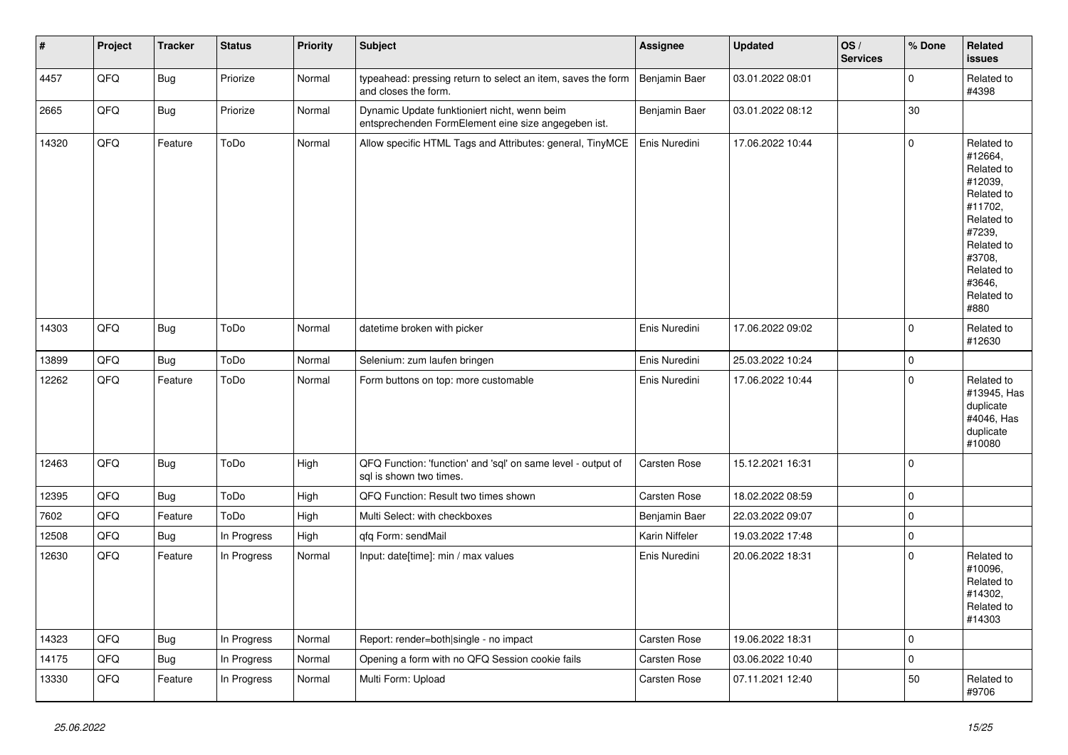| # | Project | Tracker | Status | Priority | Subject | Assignee | Updated | OS / Services | % Done | Related issues |
|---|---|---|---|---|---|---|---|---|---|---|
| 4457 | QFQ | Bug | Priorize | Normal | typeahead: pressing return to select an item, saves the form and closes the form. | Benjamin Baer | 03.01.2022 08:01 | | 0 | Related to #4398 |
| 2665 | QFQ | Bug | Priorize | Normal | Dynamic Update funktioniert nicht, wenn beim entsprechenden FormElement eine size angegeben ist. | Benjamin Baer | 03.01.2022 08:12 | | 30 | |
| 14320 | QFQ | Feature | ToDo | Normal | Allow specific HTML Tags and Attributes: general, TinyMCE | Enis Nuredini | 17.06.2022 10:44 | | 0 | Related to #12664, Related to #12039, Related to #11702, Related to #7239, Related to #3708, Related to #3646, Related to #880 |
| 14303 | QFQ | Bug | ToDo | Normal | datetime broken with picker | Enis Nuredini | 17.06.2022 09:02 | | 0 | Related to #12630 |
| 13899 | QFQ | Bug | ToDo | Normal | Selenium: zum laufen bringen | Enis Nuredini | 25.03.2022 10:24 | | 0 | |
| 12262 | QFQ | Feature | ToDo | Normal | Form buttons on top: more customable | Enis Nuredini | 17.06.2022 10:44 | | 0 | Related to #13945, Has duplicate #4046, Has duplicate #10080 |
| 12463 | QFQ | Bug | ToDo | High | QFQ Function: 'function' and 'sql' on same level - output of sql is shown two times. | Carsten Rose | 15.12.2021 16:31 | | 0 | |
| 12395 | QFQ | Bug | ToDo | High | QFQ Function: Result two times shown | Carsten Rose | 18.02.2022 08:59 | | 0 | |
| 7602 | QFQ | Feature | ToDo | High | Multi Select: with checkboxes | Benjamin Baer | 22.03.2022 09:07 | | 0 | |
| 12508 | QFQ | Bug | In Progress | High | qfq Form: sendMail | Karin Niffeler | 19.03.2022 17:48 | | 0 | |
| 12630 | QFQ | Feature | In Progress | Normal | Input: date[time]: min / max values | Enis Nuredini | 20.06.2022 18:31 | | 0 | Related to #10096, Related to #14302, Related to #14303 |
| 14323 | QFQ | Bug | In Progress | Normal | Report: render=both\|single - no impact | Carsten Rose | 19.06.2022 18:31 | | 0 | |
| 14175 | QFQ | Bug | In Progress | Normal | Opening a form with no QFQ Session cookie fails | Carsten Rose | 03.06.2022 10:40 | | 0 | |
| 13330 | QFQ | Feature | In Progress | Normal | Multi Form: Upload | Carsten Rose | 07.11.2021 12:40 | | 50 | Related to #9706 |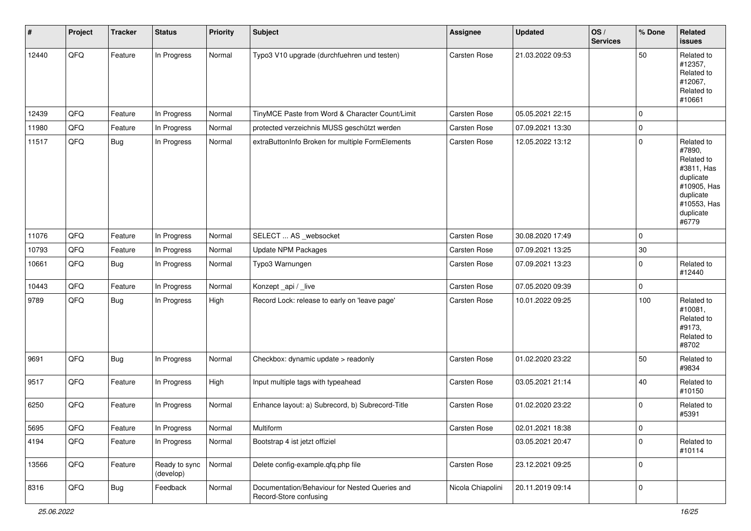| # | Project | Tracker | Status | Priority | Subject | Assignee | Updated | OS / Services | % Done | Related issues |
|---|---|---|---|---|---|---|---|---|---|---|
| 12440 | QFQ | Feature | In Progress | Normal | Typo3 V10 upgrade (durchfuehren und testen) | Carsten Rose | 21.03.2022 09:53 | | 50 | Related to #12357, Related to #12067, Related to #10661 |
| 12439 | QFQ | Feature | In Progress | Normal | TinyMCE Paste from Word & Character Count/Limit | Carsten Rose | 05.05.2021 22:15 | | 0 | |
| 11980 | QFQ | Feature | In Progress | Normal | protected verzeichnis MUSS geschützt werden | Carsten Rose | 07.09.2021 13:30 | | 0 | |
| 11517 | QFQ | Bug | In Progress | Normal | extraButtonInfo Broken for multiple FormElements | Carsten Rose | 12.05.2022 13:12 | | 0 | Related to #7890, Related to #3811, Has duplicate #10905, Has duplicate #10553, Has duplicate #6779 |
| 11076 | QFQ | Feature | In Progress | Normal | SELECT ... AS _websocket | Carsten Rose | 30.08.2020 17:49 | | 0 | |
| 10793 | QFQ | Feature | In Progress | Normal | Update NPM Packages | Carsten Rose | 07.09.2021 13:25 | | 30 | |
| 10661 | QFQ | Bug | In Progress | Normal | Typo3 Warnungen | Carsten Rose | 07.09.2021 13:23 | | 0 | Related to #12440 |
| 10443 | QFQ | Feature | In Progress | Normal | Konzept _api / _live | Carsten Rose | 07.05.2020 09:39 | | 0 | |
| 9789 | QFQ | Bug | In Progress | High | Record Lock: release to early on 'leave page' | Carsten Rose | 10.01.2022 09:25 | | 100 | Related to #10081, Related to #9173, Related to #8702 |
| 9691 | QFQ | Bug | In Progress | Normal | Checkbox: dynamic update > readonly | Carsten Rose | 01.02.2020 23:22 | | 50 | Related to #9834 |
| 9517 | QFQ | Feature | In Progress | High | Input multiple tags with typeahead | Carsten Rose | 03.05.2021 21:14 | | 40 | Related to #10150 |
| 6250 | QFQ | Feature | In Progress | Normal | Enhance layout: a) Subrecord, b) Subrecord-Title | Carsten Rose | 01.02.2020 23:22 | | 0 | Related to #5391 |
| 5695 | QFQ | Feature | In Progress | Normal | Multiform | Carsten Rose | 02.01.2021 18:38 | | 0 | |
| 4194 | QFQ | Feature | In Progress | Normal | Bootstrap 4 ist jetzt offiziel | | 03.05.2021 20:47 | | 0 | Related to #10114 |
| 13566 | QFQ | Feature | Ready to sync (develop) | Normal | Delete config-example.qfq.php file | Carsten Rose | 23.12.2021 09:25 | | 0 | |
| 8316 | QFQ | Bug | Feedback | Normal | Documentation/Behaviour for Nested Queries and Record-Store confusing | Nicola Chiapolini | 20.11.2019 09:14 | | 0 | |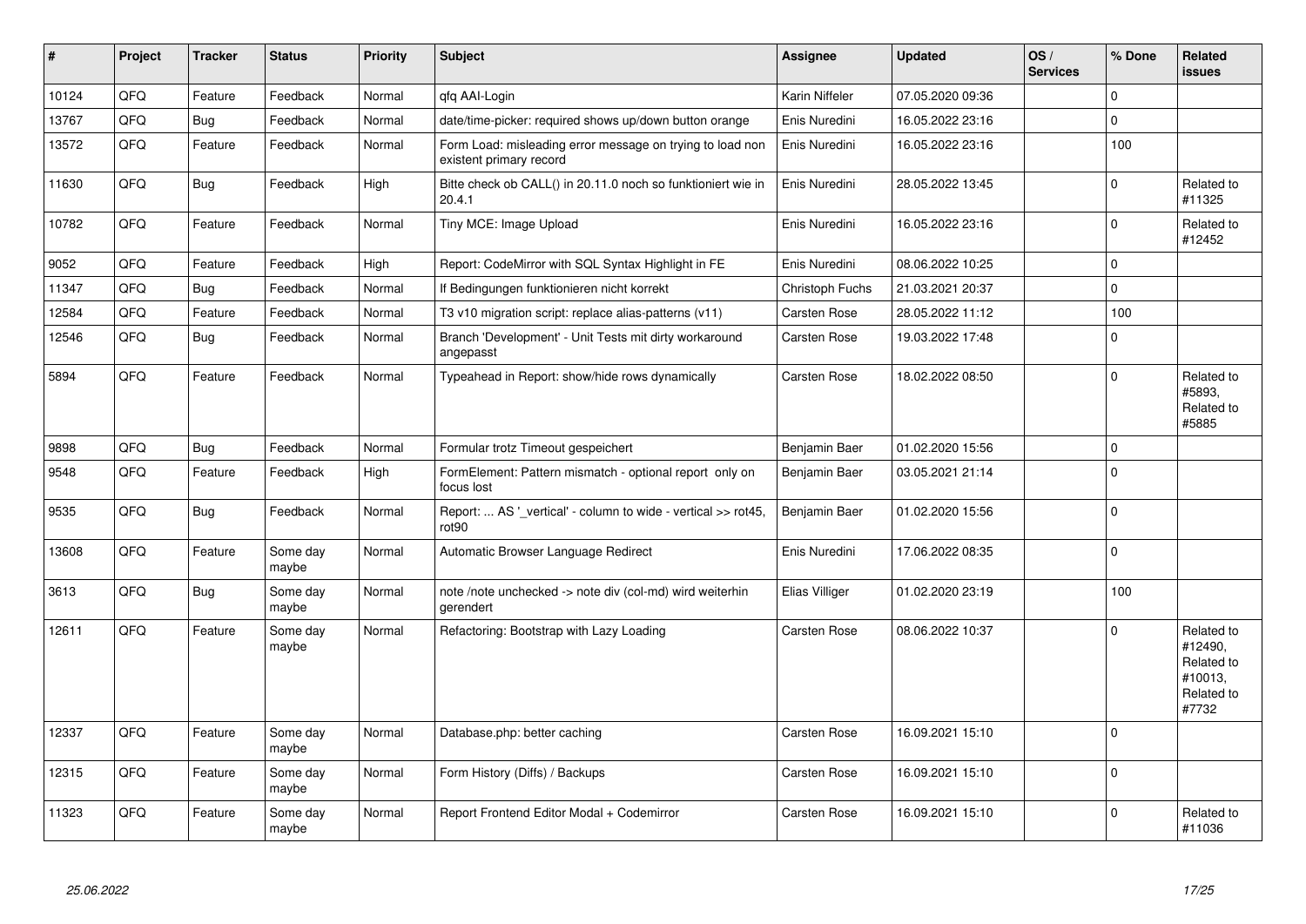| # | Project | Tracker | Status | Priority | Subject | Assignee | Updated | OS / Services | % Done | Related issues |
|---|---|---|---|---|---|---|---|---|---|---|
| 10124 | QFQ | Feature | Feedback | Normal | qfq AAI-Login | Karin Niffeler | 07.05.2020 09:36 | | 0 | |
| 13767 | QFQ | Bug | Feedback | Normal | date/time-picker: required shows up/down button orange | Enis Nuredini | 16.05.2022 23:16 | | 0 | |
| 13572 | QFQ | Feature | Feedback | Normal | Form Load: misleading error message on trying to load non existent primary record | Enis Nuredini | 16.05.2022 23:16 | | 100 | |
| 11630 | QFQ | Bug | Feedback | High | Bitte check ob CALL() in 20.11.0 noch so funktioniert wie in 20.4.1 | Enis Nuredini | 28.05.2022 13:45 | | 0 | Related to #11325 |
| 10782 | QFQ | Feature | Feedback | Normal | Tiny MCE: Image Upload | Enis Nuredini | 16.05.2022 23:16 | | 0 | Related to #12452 |
| 9052 | QFQ | Feature | Feedback | High | Report: CodeMirror with SQL Syntax Highlight in FE | Enis Nuredini | 08.06.2022 10:25 | | 0 | |
| 11347 | QFQ | Bug | Feedback | Normal | If Bedingungen funktionieren nicht korrekt | Christoph Fuchs | 21.03.2021 20:37 | | 0 | |
| 12584 | QFQ | Feature | Feedback | Normal | T3 v10 migration script: replace alias-patterns (v11) | Carsten Rose | 28.05.2022 11:12 | | 100 | |
| 12546 | QFQ | Bug | Feedback | Normal | Branch 'Development' - Unit Tests mit dirty workaround angepasst | Carsten Rose | 19.03.2022 17:48 | | 0 | |
| 5894 | QFQ | Feature | Feedback | Normal | Typeahead in Report: show/hide rows dynamically | Carsten Rose | 18.02.2022 08:50 | | 0 | Related to #5893, Related to #5885 |
| 9898 | QFQ | Bug | Feedback | Normal | Formular trotz Timeout gespeichert | Benjamin Baer | 01.02.2020 15:56 | | 0 | |
| 9548 | QFQ | Feature | Feedback | High | FormElement: Pattern mismatch - optional report only on focus lost | Benjamin Baer | 03.05.2021 21:14 | | 0 | |
| 9535 | QFQ | Bug | Feedback | Normal | Report: ... AS '_vertical' - column to wide - vertical >> rot45, rot90 | Benjamin Baer | 01.02.2020 15:56 | | 0 | |
| 13608 | QFQ | Feature | Some day maybe | Normal | Automatic Browser Language Redirect | Enis Nuredini | 17.06.2022 08:35 | | 0 | |
| 3613 | QFQ | Bug | Some day maybe | Normal | note /note unchecked -> note div (col-md) wird weiterhin gerendert | Elias Villiger | 01.02.2020 23:19 | | 100 | |
| 12611 | QFQ | Feature | Some day maybe | Normal | Refactoring: Bootstrap with Lazy Loading | Carsten Rose | 08.06.2022 10:37 | | 0 | Related to #12490, Related to #10013, Related to #7732 |
| 12337 | QFQ | Feature | Some day maybe | Normal | Database.php: better caching | Carsten Rose | 16.09.2021 15:10 | | 0 | |
| 12315 | QFQ | Feature | Some day maybe | Normal | Form History (Diffs) / Backups | Carsten Rose | 16.09.2021 15:10 | | 0 | |
| 11323 | QFQ | Feature | Some day maybe | Normal | Report Frontend Editor Modal + Codemirror | Carsten Rose | 16.09.2021 15:10 | | 0 | Related to #11036 |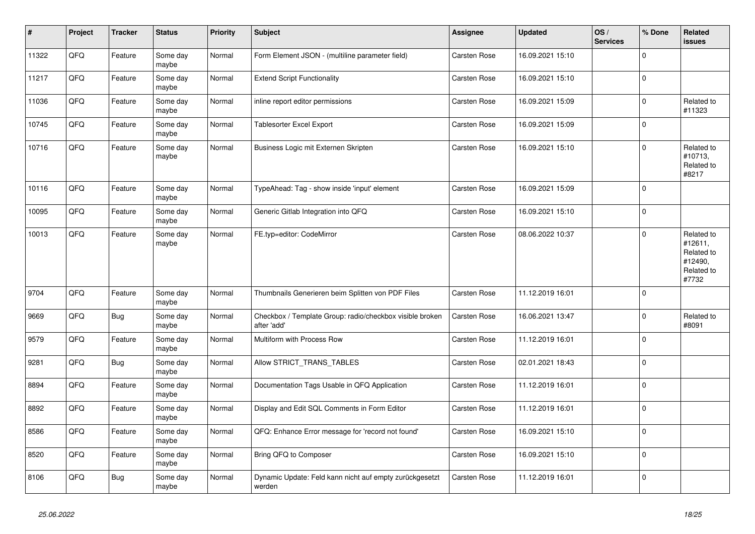| # | Project | Tracker | Status | Priority | Subject | Assignee | Updated | OS / Services | % Done | Related issues |
|---|---|---|---|---|---|---|---|---|---|---|
| 11322 | QFQ | Feature | Some day maybe | Normal | Form Element JSON - (multiline parameter field) | Carsten Rose | 16.09.2021 15:10 | | 0 | |
| 11217 | QFQ | Feature | Some day maybe | Normal | Extend Script Functionality | Carsten Rose | 16.09.2021 15:10 | | 0 | |
| 11036 | QFQ | Feature | Some day maybe | Normal | inline report editor permissions | Carsten Rose | 16.09.2021 15:09 | | 0 | Related to #11323 |
| 10745 | QFQ | Feature | Some day maybe | Normal | Tablesorter Excel Export | Carsten Rose | 16.09.2021 15:09 | | 0 | |
| 10716 | QFQ | Feature | Some day maybe | Normal | Business Logic mit Externen Skripten | Carsten Rose | 16.09.2021 15:10 | | 0 | Related to #10713, Related to #8217 |
| 10116 | QFQ | Feature | Some day maybe | Normal | TypeAhead: Tag - show inside 'input' element | Carsten Rose | 16.09.2021 15:09 | | 0 | |
| 10095 | QFQ | Feature | Some day maybe | Normal | Generic Gitlab Integration into QFQ | Carsten Rose | 16.09.2021 15:10 | | 0 | |
| 10013 | QFQ | Feature | Some day maybe | Normal | FE.typ=editor: CodeMirror | Carsten Rose | 08.06.2022 10:37 | | 0 | Related to #12611, Related to #12490, Related to #7732 |
| 9704 | QFQ | Feature | Some day maybe | Normal | Thumbnails Generieren beim Splitten von PDF Files | Carsten Rose | 11.12.2019 16:01 | | 0 | |
| 9669 | QFQ | Bug | Some day maybe | Normal | Checkbox / Template Group: radio/checkbox visible broken after 'add' | Carsten Rose | 16.06.2021 13:47 | | 0 | Related to #8091 |
| 9579 | QFQ | Feature | Some day maybe | Normal | Multiform with Process Row | Carsten Rose | 11.12.2019 16:01 | | 0 | |
| 9281 | QFQ | Bug | Some day maybe | Normal | Allow STRICT_TRANS_TABLES | Carsten Rose | 02.01.2021 18:43 | | 0 | |
| 8894 | QFQ | Feature | Some day maybe | Normal | Documentation Tags Usable in QFQ Application | Carsten Rose | 11.12.2019 16:01 | | 0 | |
| 8892 | QFQ | Feature | Some day maybe | Normal | Display and Edit SQL Comments in Form Editor | Carsten Rose | 11.12.2019 16:01 | | 0 | |
| 8586 | QFQ | Feature | Some day maybe | Normal | QFQ: Enhance Error message for 'record not found' | Carsten Rose | 16.09.2021 15:10 | | 0 | |
| 8520 | QFQ | Feature | Some day maybe | Normal | Bring QFQ to Composer | Carsten Rose | 16.09.2021 15:10 | | 0 | |
| 8106 | QFQ | Bug | Some day maybe | Normal | Dynamic Update: Feld kann nicht auf empty zurückgesetzt werden | Carsten Rose | 11.12.2019 16:01 | | 0 | |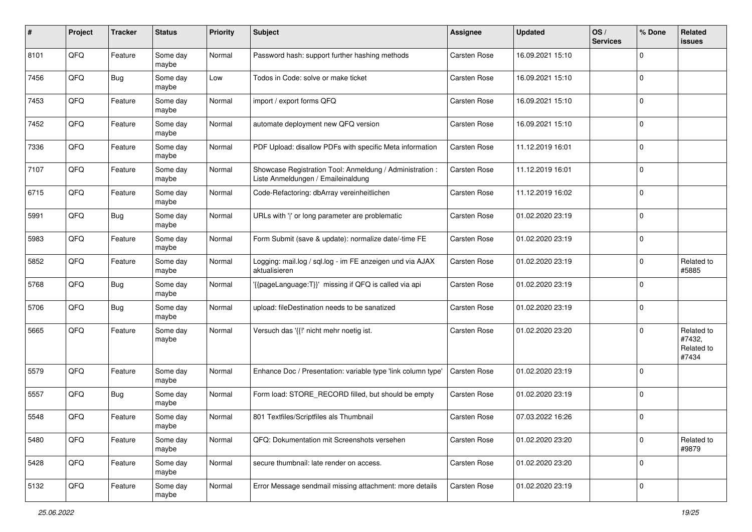| # | Project | Tracker | Status | Priority | Subject | Assignee | Updated | OS / Services | % Done | Related issues |
|---|---|---|---|---|---|---|---|---|---|---|
| 8101 | QFQ | Feature | Some day maybe | Normal | Password hash: support further hashing methods | Carsten Rose | 16.09.2021 15:10 | | 0 | |
| 7456 | QFQ | Bug | Some day maybe | Low | Todos in Code: solve or make ticket | Carsten Rose | 16.09.2021 15:10 | | 0 | |
| 7453 | QFQ | Feature | Some day maybe | Normal | import / export forms QFQ | Carsten Rose | 16.09.2021 15:10 | | 0 | |
| 7452 | QFQ | Feature | Some day maybe | Normal | automate deployment new QFQ version | Carsten Rose | 16.09.2021 15:10 | | 0 | |
| 7336 | QFQ | Feature | Some day maybe | Normal | PDF Upload: disallow PDFs with specific Meta information | Carsten Rose | 11.12.2019 16:01 | | 0 | |
| 7107 | QFQ | Feature | Some day maybe | Normal | Showcase Registration Tool: Anmeldung / Administration : Liste Anmeldungen / Emaileinaldung | Carsten Rose | 11.12.2019 16:01 | | 0 | |
| 6715 | QFQ | Feature | Some day maybe | Normal | Code-Refactoring: dbArray vereinheitlichen | Carsten Rose | 11.12.2019 16:02 | | 0 | |
| 5991 | QFQ | Bug | Some day maybe | Normal | URLs with '\|' or long parameter are problematic | Carsten Rose | 01.02.2020 23:19 | | 0 | |
| 5983 | QFQ | Feature | Some day maybe | Normal | Form Submit (save & update): normalize date/-time FE | Carsten Rose | 01.02.2020 23:19 | | 0 | |
| 5852 | QFQ | Feature | Some day maybe | Normal | Logging: mail.log / sql.log - im FE anzeigen und via AJAX aktualisieren | Carsten Rose | 01.02.2020 23:19 | | 0 | Related to #5885 |
| 5768 | QFQ | Bug | Some day maybe | Normal | '{{pageLanguage:T}}' missing if QFQ is called via api | Carsten Rose | 01.02.2020 23:19 | | 0 | |
| 5706 | QFQ | Bug | Some day maybe | Normal | upload: fileDestination needs to be sanatized | Carsten Rose | 01.02.2020 23:19 | | 0 | |
| 5665 | QFQ | Feature | Some day maybe | Normal | Versuch das '{{!' nicht mehr noetig ist. | Carsten Rose | 01.02.2020 23:20 | | 0 | Related to #7432, Related to #7434 |
| 5579 | QFQ | Feature | Some day maybe | Normal | Enhance Doc / Presentation: variable type 'link column type' | Carsten Rose | 01.02.2020 23:19 | | 0 | |
| 5557 | QFQ | Bug | Some day maybe | Normal | Form load: STORE_RECORD filled, but should be empty | Carsten Rose | 01.02.2020 23:19 | | 0 | |
| 5548 | QFQ | Feature | Some day maybe | Normal | 801 Textfiles/Scriptfiles als Thumbnail | Carsten Rose | 07.03.2022 16:26 | | 0 | |
| 5480 | QFQ | Feature | Some day maybe | Normal | QFQ: Dokumentation mit Screenshots versehen | Carsten Rose | 01.02.2020 23:20 | | 0 | Related to #9879 |
| 5428 | QFQ | Feature | Some day maybe | Normal | secure thumbnail: late render on access. | Carsten Rose | 01.02.2020 23:20 | | 0 | |
| 5132 | QFQ | Feature | Some day maybe | Normal | Error Message sendmail missing attachment: more details | Carsten Rose | 01.02.2020 23:19 | | 0 | |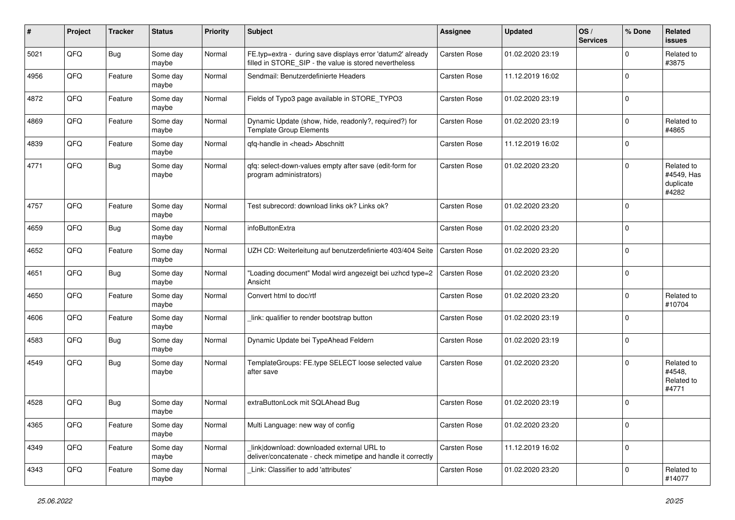| # | Project | Tracker | Status | Priority | Subject | Assignee | Updated | OS / Services | % Done | Related issues |
|---|---|---|---|---|---|---|---|---|---|---|
| 5021 | QFQ | Bug | Some day maybe | Normal | FE.typ=extra - during save displays error 'datum2' already filled in STORE_SIP - the value is stored nevertheless | Carsten Rose | 01.02.2020 23:19 | | 0 | Related to #3875 |
| 4956 | QFQ | Feature | Some day maybe | Normal | Sendmail: Benutzerdefinierte Headers | Carsten Rose | 11.12.2019 16:02 | | 0 | |
| 4872 | QFQ | Feature | Some day maybe | Normal | Fields of Typo3 page available in STORE_TYPO3 | Carsten Rose | 01.02.2020 23:19 | | 0 | |
| 4869 | QFQ | Feature | Some day maybe | Normal | Dynamic Update (show, hide, readonly?, required?) for Template Group Elements | Carsten Rose | 01.02.2020 23:19 | | 0 | Related to #4865 |
| 4839 | QFQ | Feature | Some day maybe | Normal | qfq-handle in <head> Abschnitt | Carsten Rose | 11.12.2019 16:02 | | 0 | |
| 4771 | QFQ | Bug | Some day maybe | Normal | qfq: select-down-values empty after save (edit-form for program administrators) | Carsten Rose | 01.02.2020 23:20 | | 0 | Related to #4549, Has duplicate #4282 |
| 4757 | QFQ | Feature | Some day maybe | Normal | Test subrecord: download links ok? Links ok? | Carsten Rose | 01.02.2020 23:20 | | 0 | |
| 4659 | QFQ | Bug | Some day maybe | Normal | infoButtonExtra | Carsten Rose | 01.02.2020 23:20 | | 0 | |
| 4652 | QFQ | Feature | Some day maybe | Normal | UZH CD: Weiterleitung auf benutzerdefinierte 403/404 Seite | Carsten Rose | 01.02.2020 23:20 | | 0 | |
| 4651 | QFQ | Bug | Some day maybe | Normal | "Loading document" Modal wird angezeigt bei uzhcd type=2 Ansicht | Carsten Rose | 01.02.2020 23:20 | | 0 | |
| 4650 | QFQ | Feature | Some day maybe | Normal | Convert html to doc/rtf | Carsten Rose | 01.02.2020 23:20 | | 0 | Related to #10704 |
| 4606 | QFQ | Feature | Some day maybe | Normal | _link: qualifier to render bootstrap button | Carsten Rose | 01.02.2020 23:19 | | 0 | |
| 4583 | QFQ | Bug | Some day maybe | Normal | Dynamic Update bei TypeAhead Feldern | Carsten Rose | 01.02.2020 23:19 | | 0 | |
| 4549 | QFQ | Bug | Some day maybe | Normal | TemplateGroups: FE.type SELECT loose selected value after save | Carsten Rose | 01.02.2020 23:20 | | 0 | Related to #4548, Related to #4771 |
| 4528 | QFQ | Bug | Some day maybe | Normal | extraButtonLock mit SQLAhead Bug | Carsten Rose | 01.02.2020 23:19 | | 0 | |
| 4365 | QFQ | Feature | Some day maybe | Normal | Multi Language: new way of config | Carsten Rose | 01.02.2020 23:20 | | 0 | |
| 4349 | QFQ | Feature | Some day maybe | Normal | _link\|download: downloaded external URL to deliver/concatenate - check mimetipe and handle it correctly | Carsten Rose | 11.12.2019 16:02 | | 0 | |
| 4343 | QFQ | Feature | Some day maybe | Normal | _Link: Classifier to add 'attributes' | Carsten Rose | 01.02.2020 23:20 | | 0 | Related to #14077 |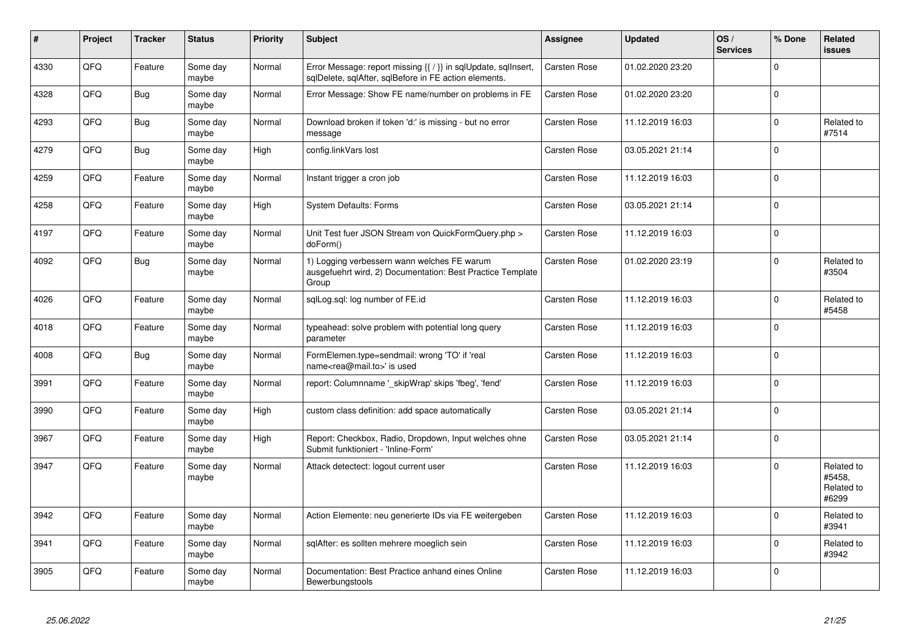| # | Project | Tracker | Status | Priority | Subject | Assignee | Updated | OS / Services | % Done | Related issues |
|---|---|---|---|---|---|---|---|---|---|---|
| 4330 | QFQ | Feature | Some day maybe | Normal | Error Message: report missing {{ / }} in sqlUpdate, sqlInsert, sqlDelete, sqlAfter, sqlBefore in FE action elements. | Carsten Rose | 01.02.2020 23:20 | | 0 | |
| 4328 | QFQ | Bug | Some day maybe | Normal | Error Message: Show FE name/number on problems in FE | Carsten Rose | 01.02.2020 23:20 | | 0 | |
| 4293 | QFQ | Bug | Some day maybe | Normal | Download broken if token 'd:' is missing - but no error message | Carsten Rose | 11.12.2019 16:03 | | 0 | Related to #7514 |
| 4279 | QFQ | Bug | Some day maybe | High | config.linkVars lost | Carsten Rose | 03.05.2021 21:14 | | 0 | |
| 4259 | QFQ | Feature | Some day maybe | Normal | Instant trigger a cron job | Carsten Rose | 11.12.2019 16:03 | | 0 | |
| 4258 | QFQ | Feature | Some day maybe | High | System Defaults: Forms | Carsten Rose | 03.05.2021 21:14 | | 0 | |
| 4197 | QFQ | Feature | Some day maybe | Normal | Unit Test fuer JSON Stream von QuickFormQuery.php > doForm() | Carsten Rose | 11.12.2019 16:03 | | 0 | |
| 4092 | QFQ | Bug | Some day maybe | Normal | 1) Logging verbessern wann welches FE warum ausgefuehrt wird, 2) Documentation: Best Practice Template Group | Carsten Rose | 01.02.2020 23:19 | | 0 | Related to #3504 |
| 4026 | QFQ | Feature | Some day maybe | Normal | sqlLog.sql: log number of FE.id | Carsten Rose | 11.12.2019 16:03 | | 0 | Related to #5458 |
| 4018 | QFQ | Feature | Some day maybe | Normal | typeahead: solve problem with potential long query parameter | Carsten Rose | 11.12.2019 16:03 | | 0 | |
| 4008 | QFQ | Bug | Some day maybe | Normal | FormElemen.type=sendmail: wrong 'TO' if 'real name<rea@mail.to>' is used | Carsten Rose | 11.12.2019 16:03 | | 0 | |
| 3991 | QFQ | Feature | Some day maybe | Normal | report: Columnname '_skipWrap' skips 'fbeg', 'fend' | Carsten Rose | 11.12.2019 16:03 | | 0 | |
| 3990 | QFQ | Feature | Some day maybe | High | custom class definition: add space automatically | Carsten Rose | 03.05.2021 21:14 | | 0 | |
| 3967 | QFQ | Feature | Some day maybe | High | Report: Checkbox, Radio, Dropdown, Input welches ohne Submit funktioniert - 'Inline-Form' | Carsten Rose | 03.05.2021 21:14 | | 0 | |
| 3947 | QFQ | Feature | Some day maybe | Normal | Attack detectect: logout current user | Carsten Rose | 11.12.2019 16:03 | | 0 | Related to #5458, Related to #6299 |
| 3942 | QFQ | Feature | Some day maybe | Normal | Action Elemente: neu generierte IDs via FE weitergeben | Carsten Rose | 11.12.2019 16:03 | | 0 | Related to #3941 |
| 3941 | QFQ | Feature | Some day maybe | Normal | sqlAfter: es sollten mehrere moeglich sein | Carsten Rose | 11.12.2019 16:03 | | 0 | Related to #3942 |
| 3905 | QFQ | Feature | Some day maybe | Normal | Documentation: Best Practice anhand eines Online Bewerbungstools | Carsten Rose | 11.12.2019 16:03 | | 0 | |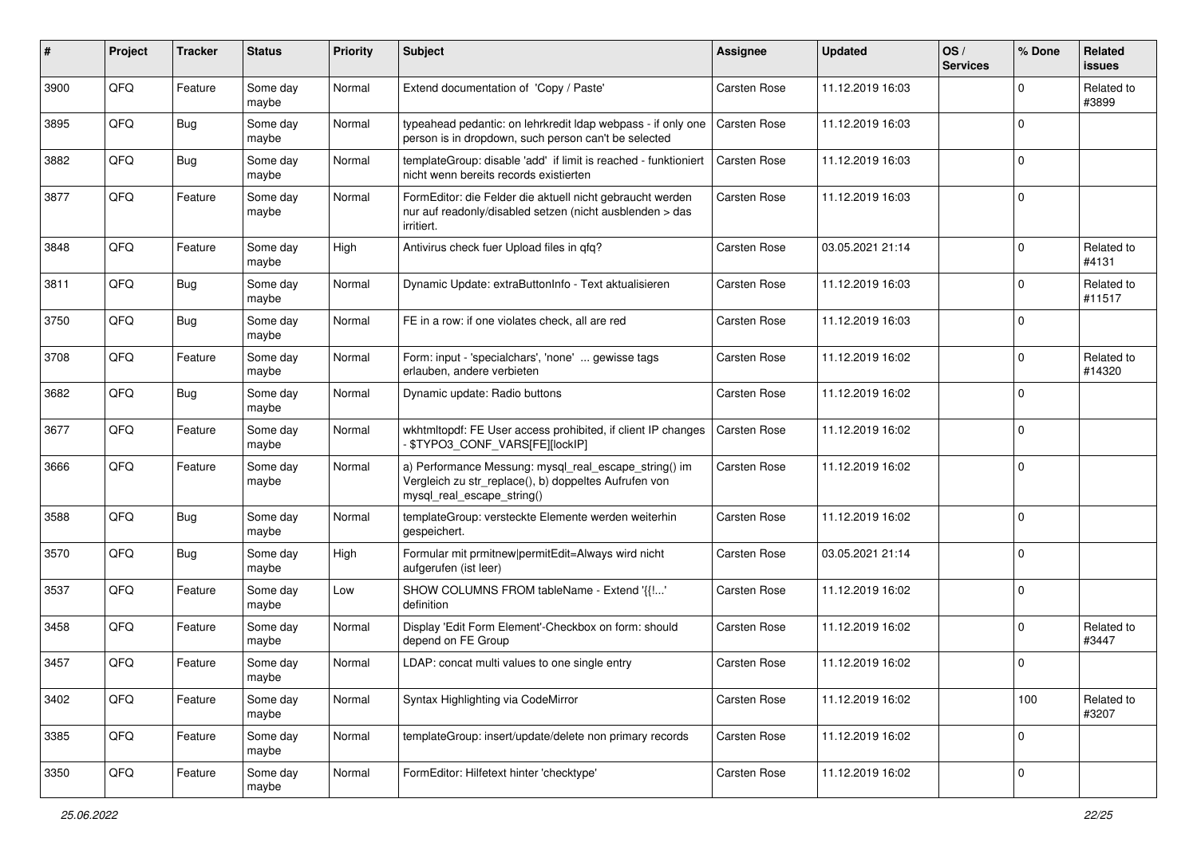| # | Project | Tracker | Status | Priority | Subject | Assignee | Updated | OS / Services | % Done | Related issues |
|---|---|---|---|---|---|---|---|---|---|---|
| 3900 | QFQ | Feature | Some day maybe | Normal | Extend documentation of 'Copy / Paste' | Carsten Rose | 11.12.2019 16:03 | | 0 | Related to #3899 |
| 3895 | QFQ | Bug | Some day maybe | Normal | typeahead pedantic: on lehrkredit ldap webpass - if only one person is in dropdown, such person can't be selected | Carsten Rose | 11.12.2019 16:03 | | 0 | |
| 3882 | QFQ | Bug | Some day maybe | Normal | templateGroup: disable 'add' if limit is reached - funktioniert nicht wenn bereits records existierten | Carsten Rose | 11.12.2019 16:03 | | 0 | |
| 3877 | QFQ | Feature | Some day maybe | Normal | FormEditor: die Felder die aktuell nicht gebraucht werden nur auf readonly/disabled setzen (nicht ausblenden > das irritiert. | Carsten Rose | 11.12.2019 16:03 | | 0 | |
| 3848 | QFQ | Feature | Some day maybe | High | Antivirus check fuer Upload files in qfq? | Carsten Rose | 03.05.2021 21:14 | | 0 | Related to #4131 |
| 3811 | QFQ | Bug | Some day maybe | Normal | Dynamic Update: extraButtonInfo - Text aktualisieren | Carsten Rose | 11.12.2019 16:03 | | 0 | Related to #11517 |
| 3750 | QFQ | Bug | Some day maybe | Normal | FE in a row: if one violates check, all are red | Carsten Rose | 11.12.2019 16:03 | | 0 | |
| 3708 | QFQ | Feature | Some day maybe | Normal | Form: input - 'specialchars', 'none' ... gewisse tags erlauben, andere verbieten | Carsten Rose | 11.12.2019 16:02 | | 0 | Related to #14320 |
| 3682 | QFQ | Bug | Some day maybe | Normal | Dynamic update: Radio buttons | Carsten Rose | 11.12.2019 16:02 | | 0 | |
| 3677 | QFQ | Feature | Some day maybe | Normal | wkhtmltopdf: FE User access prohibited, if client IP changes - $TYPO3_CONF_VARS[FE][lockIP] | Carsten Rose | 11.12.2019 16:02 | | 0 | |
| 3666 | QFQ | Feature | Some day maybe | Normal | a) Performance Messung: mysql_real_escape_string() im Vergleich zu str_replace(), b) doppeltes Aufrufen von mysql_real_escape_string() | Carsten Rose | 11.12.2019 16:02 | | 0 | |
| 3588 | QFQ | Bug | Some day maybe | Normal | templateGroup: versteckte Elemente werden weiterhin gespeichert. | Carsten Rose | 11.12.2019 16:02 | | 0 | |
| 3570 | QFQ | Bug | Some day maybe | High | Formular mit prmitnew\|permitEdit=Always wird nicht aufgerufen (ist leer) | Carsten Rose | 03.05.2021 21:14 | | 0 | |
| 3537 | QFQ | Feature | Some day maybe | Low | SHOW COLUMNS FROM tableName - Extend '{{!...' definition | Carsten Rose | 11.12.2019 16:02 | | 0 | |
| 3458 | QFQ | Feature | Some day maybe | Normal | Display 'Edit Form Element'-Checkbox on form: should depend on FE Group | Carsten Rose | 11.12.2019 16:02 | | 0 | Related to #3447 |
| 3457 | QFQ | Feature | Some day maybe | Normal | LDAP: concat multi values to one single entry | Carsten Rose | 11.12.2019 16:02 | | 0 | |
| 3402 | QFQ | Feature | Some day maybe | Normal | Syntax Highlighting via CodeMirror | Carsten Rose | 11.12.2019 16:02 | | 100 | Related to #3207 |
| 3385 | QFQ | Feature | Some day maybe | Normal | templateGroup: insert/update/delete non primary records | Carsten Rose | 11.12.2019 16:02 | | 0 | |
| 3350 | QFQ | Feature | Some day maybe | Normal | FormEditor: Hilfetext hinter 'checktype' | Carsten Rose | 11.12.2019 16:02 | | 0 | |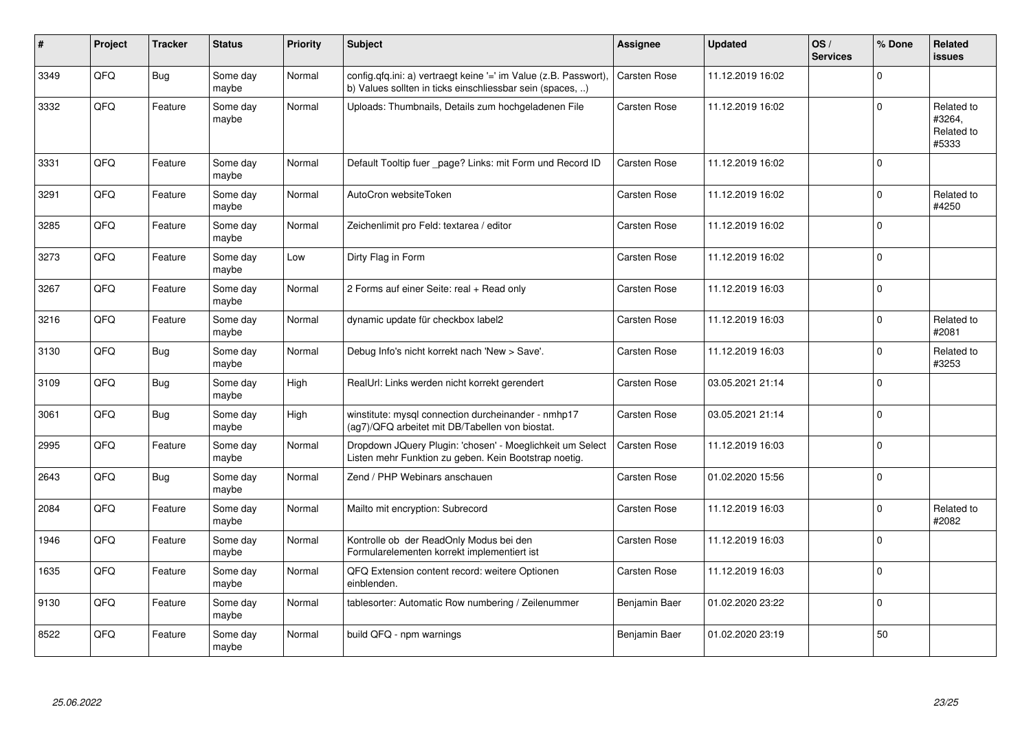| # | Project | Tracker | Status | Priority | Subject | Assignee | Updated | OS / Services | % Done | Related issues |
|---|---|---|---|---|---|---|---|---|---|---|
| 3349 | QFQ | Bug | Some day maybe | Normal | config.qfq.ini: a) vertraegt keine '=' im Value (z.B. Passwort), b) Values sollten in ticks einschliessbar sein (spaces, ..) | Carsten Rose | 11.12.2019 16:02 | | 0 | |
| 3332 | QFQ | Feature | Some day maybe | Normal | Uploads: Thumbnails, Details zum hochgeladenen File | Carsten Rose | 11.12.2019 16:02 | | 0 | Related to #3264, Related to #5333 |
| 3331 | QFQ | Feature | Some day maybe | Normal | Default Tooltip fuer _page? Links: mit Form und Record ID | Carsten Rose | 11.12.2019 16:02 | | 0 | |
| 3291 | QFQ | Feature | Some day maybe | Normal | AutoCron websiteToken | Carsten Rose | 11.12.2019 16:02 | | 0 | Related to #4250 |
| 3285 | QFQ | Feature | Some day maybe | Normal | Zeichenlimit pro Feld: textarea / editor | Carsten Rose | 11.12.2019 16:02 | | 0 | |
| 3273 | QFQ | Feature | Some day maybe | Low | Dirty Flag in Form | Carsten Rose | 11.12.2019 16:02 | | 0 | |
| 3267 | QFQ | Feature | Some day maybe | Normal | 2 Forms auf einer Seite: real + Read only | Carsten Rose | 11.12.2019 16:03 | | 0 | |
| 3216 | QFQ | Feature | Some day maybe | Normal | dynamic update für checkbox label2 | Carsten Rose | 11.12.2019 16:03 | | 0 | Related to #2081 |
| 3130 | QFQ | Bug | Some day maybe | Normal | Debug Info's nicht korrekt nach 'New > Save'. | Carsten Rose | 11.12.2019 16:03 | | 0 | Related to #3253 |
| 3109 | QFQ | Bug | Some day maybe | High | RealUrl: Links werden nicht korrekt gerendert | Carsten Rose | 03.05.2021 21:14 | | 0 | |
| 3061 | QFQ | Bug | Some day maybe | High | winstitute: mysql connection durcheinander - nmhp17 (ag7)/QFQ arbeitet mit DB/Tabellen von biostat. | Carsten Rose | 03.05.2021 21:14 | | 0 | |
| 2995 | QFQ | Feature | Some day maybe | Normal | Dropdown JQuery Plugin: 'chosen' - Moeglichkeit um Select Listen mehr Funktion zu geben. Kein Bootstrap noetig. | Carsten Rose | 11.12.2019 16:03 | | 0 | |
| 2643 | QFQ | Bug | Some day maybe | Normal | Zend / PHP Webinars anschauen | Carsten Rose | 01.02.2020 15:56 | | 0 | |
| 2084 | QFQ | Feature | Some day maybe | Normal | Mailto mit encryption: Subrecord | Carsten Rose | 11.12.2019 16:03 | | 0 | Related to #2082 |
| 1946 | QFQ | Feature | Some day maybe | Normal | Kontrolle ob der ReadOnly Modus bei den Formularelementen korrekt implementiert ist | Carsten Rose | 11.12.2019 16:03 | | 0 | |
| 1635 | QFQ | Feature | Some day maybe | Normal | QFQ Extension content record: weitere Optionen einblenden. | Carsten Rose | 11.12.2019 16:03 | | 0 | |
| 9130 | QFQ | Feature | Some day maybe | Normal | tablesorter: Automatic Row numbering / Zeilenummer | Benjamin Baer | 01.02.2020 23:22 | | 0 | |
| 8522 | QFQ | Feature | Some day maybe | Normal | build QFQ - npm warnings | Benjamin Baer | 01.02.2020 23:19 | | 50 | |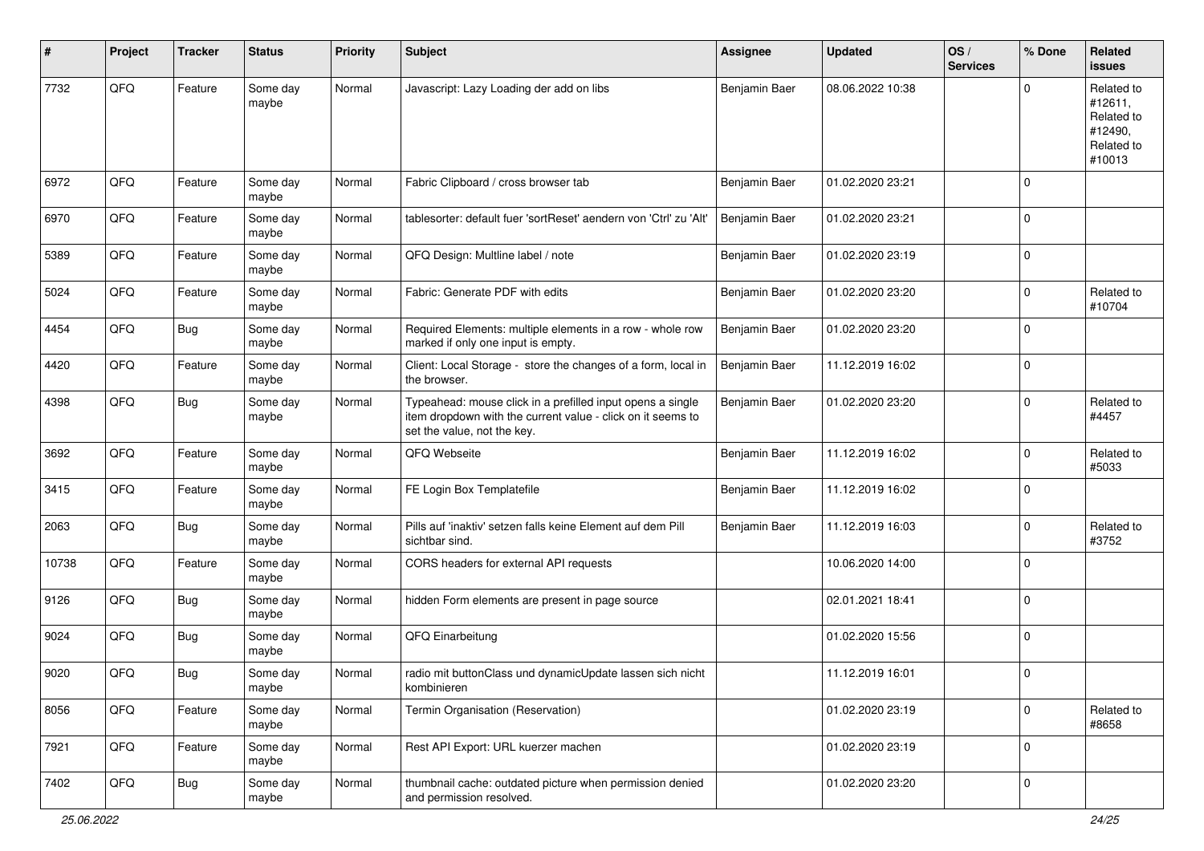| # | Project | Tracker | Status | Priority | Subject | Assignee | Updated | OS / Services | % Done | Related issues |
|---|---|---|---|---|---|---|---|---|---|---|
| 7732 | QFQ | Feature | Some day maybe | Normal | Javascript: Lazy Loading der add on libs | Benjamin Baer | 08.06.2022 10:38 | | 0 | Related to #12611, Related to #12490, Related to #10013 |
| 6972 | QFQ | Feature | Some day maybe | Normal | Fabric Clipboard / cross browser tab | Benjamin Baer | 01.02.2020 23:21 | | 0 | |
| 6970 | QFQ | Feature | Some day maybe | Normal | tablesorter: default fuer 'sortReset' aendern von 'Ctrl' zu 'Alt' | Benjamin Baer | 01.02.2020 23:21 | | 0 | |
| 5389 | QFQ | Feature | Some day maybe | Normal | QFQ Design: Multline label / note | Benjamin Baer | 01.02.2020 23:19 | | 0 | |
| 5024 | QFQ | Feature | Some day maybe | Normal | Fabric: Generate PDF with edits | Benjamin Baer | 01.02.2020 23:20 | | 0 | Related to #10704 |
| 4454 | QFQ | Bug | Some day maybe | Normal | Required Elements: multiple elements in a row - whole row marked if only one input is empty. | Benjamin Baer | 01.02.2020 23:20 | | 0 | |
| 4420 | QFQ | Feature | Some day maybe | Normal | Client: Local Storage - store the changes of a form, local in the browser. | Benjamin Baer | 11.12.2019 16:02 | | 0 | |
| 4398 | QFQ | Bug | Some day maybe | Normal | Typeahead: mouse click in a prefilled input opens a single item dropdown with the current value - click on it seems to set the value, not the key. | Benjamin Baer | 01.02.2020 23:20 | | 0 | Related to #4457 |
| 3692 | QFQ | Feature | Some day maybe | Normal | QFQ Webseite | Benjamin Baer | 11.12.2019 16:02 | | 0 | Related to #5033 |
| 3415 | QFQ | Feature | Some day maybe | Normal | FE Login Box Templatefile | Benjamin Baer | 11.12.2019 16:02 | | 0 | |
| 2063 | QFQ | Bug | Some day maybe | Normal | Pills auf 'inaktiv' setzen falls keine Element auf dem Pill sichtbar sind. | Benjamin Baer | 11.12.2019 16:03 | | 0 | Related to #3752 |
| 10738 | QFQ | Feature | Some day maybe | Normal | CORS headers for external API requests | | 10.06.2020 14:00 | | 0 | |
| 9126 | QFQ | Bug | Some day maybe | Normal | hidden Form elements are present in page source | | 02.01.2021 18:41 | | 0 | |
| 9024 | QFQ | Bug | Some day maybe | Normal | QFQ Einarbeitung | | 01.02.2020 15:56 | | 0 | |
| 9020 | QFQ | Bug | Some day maybe | Normal | radio mit buttonClass und dynamicUpdate lassen sich nicht kombinieren | | 11.12.2019 16:01 | | 0 | |
| 8056 | QFQ | Feature | Some day maybe | Normal | Termin Organisation (Reservation) | | 01.02.2020 23:19 | | 0 | Related to #8658 |
| 7921 | QFQ | Feature | Some day maybe | Normal | Rest API Export: URL kuerzer machen | | 01.02.2020 23:19 | | 0 | |
| 7402 | QFQ | Bug | Some day maybe | Normal | thumbnail cache: outdated picture when permission denied and permission resolved. | | 01.02.2020 23:20 | | 0 | |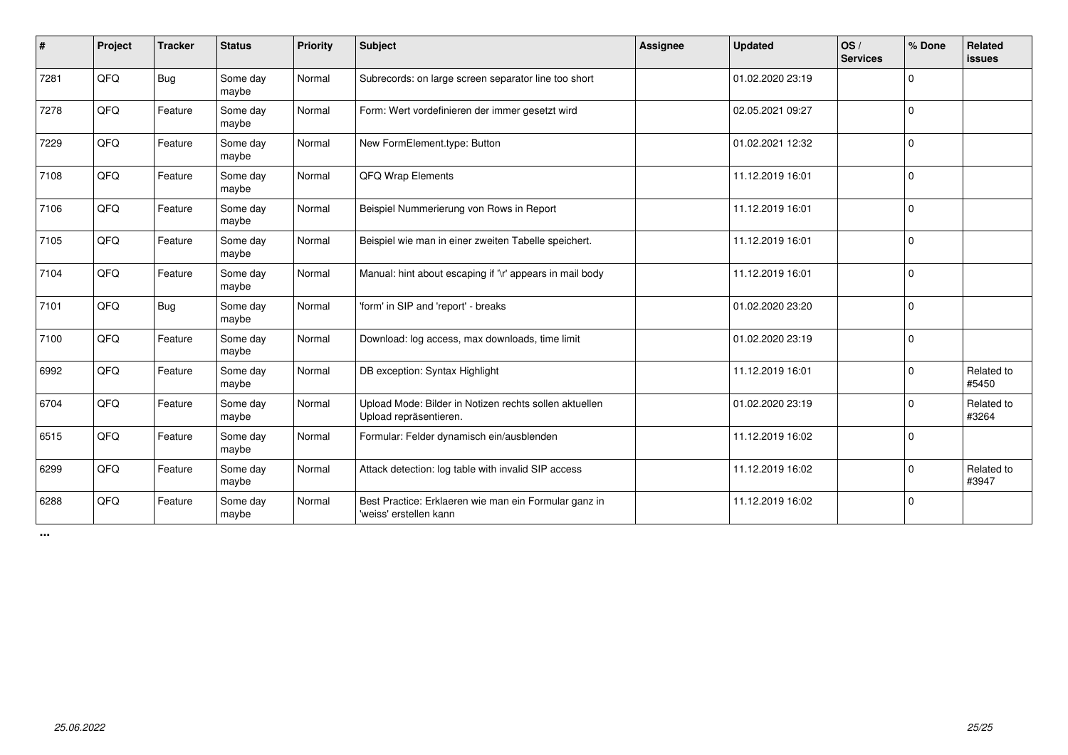| # | Project | Tracker | Status | Priority | Subject | Assignee | Updated | OS / Services | % Done | Related issues |
|---|---|---|---|---|---|---|---|---|---|---|
| 7281 | QFQ | Bug | Some day maybe | Normal | Subrecords: on large screen separator line too short | | 01.02.2020 23:19 | | 0 | |
| 7278 | QFQ | Feature | Some day maybe | Normal | Form: Wert vordefinieren der immer gesetzt wird | | 02.05.2021 09:27 | | 0 | |
| 7229 | QFQ | Feature | Some day maybe | Normal | New FormElement.type: Button | | 01.02.2021 12:32 | | 0 | |
| 7108 | QFQ | Feature | Some day maybe | Normal | QFQ Wrap Elements | | 11.12.2019 16:01 | | 0 | |
| 7106 | QFQ | Feature | Some day maybe | Normal | Beispiel Nummerierung von Rows in Report | | 11.12.2019 16:01 | | 0 | |
| 7105 | QFQ | Feature | Some day maybe | Normal | Beispiel wie man in einer zweiten Tabelle speichert. | | 11.12.2019 16:01 | | 0 | |
| 7104 | QFQ | Feature | Some day maybe | Normal | Manual: hint about escaping if '\r' appears in mail body | | 11.12.2019 16:01 | | 0 | |
| 7101 | QFQ | Bug | Some day maybe | Normal | 'form' in SIP and 'report' - breaks | | 01.02.2020 23:20 | | 0 | |
| 7100 | QFQ | Feature | Some day maybe | Normal | Download: log access, max downloads, time limit | | 01.02.2020 23:19 | | 0 | |
| 6992 | QFQ | Feature | Some day maybe | Normal | DB exception: Syntax Highlight | | 11.12.2019 16:01 | | 0 | Related to #5450 |
| 6704 | QFQ | Feature | Some day maybe | Normal | Upload Mode: Bilder in Notizen rechts sollen aktuellen Upload repräsentieren. | | 01.02.2020 23:19 | | 0 | Related to #3264 |
| 6515 | QFQ | Feature | Some day maybe | Normal | Formular: Felder dynamisch ein/ausblenden | | 11.12.2019 16:02 | | 0 | |
| 6299 | QFQ | Feature | Some day maybe | Normal | Attack detection: log table with invalid SIP access | | 11.12.2019 16:02 | | 0 | Related to #3947 |
| 6288 | QFQ | Feature | Some day maybe | Normal | Best Practice: Erklaeren wie man ein Formular ganz in 'weiss' erstellen kann | | 11.12.2019 16:02 | | 0 | |

...